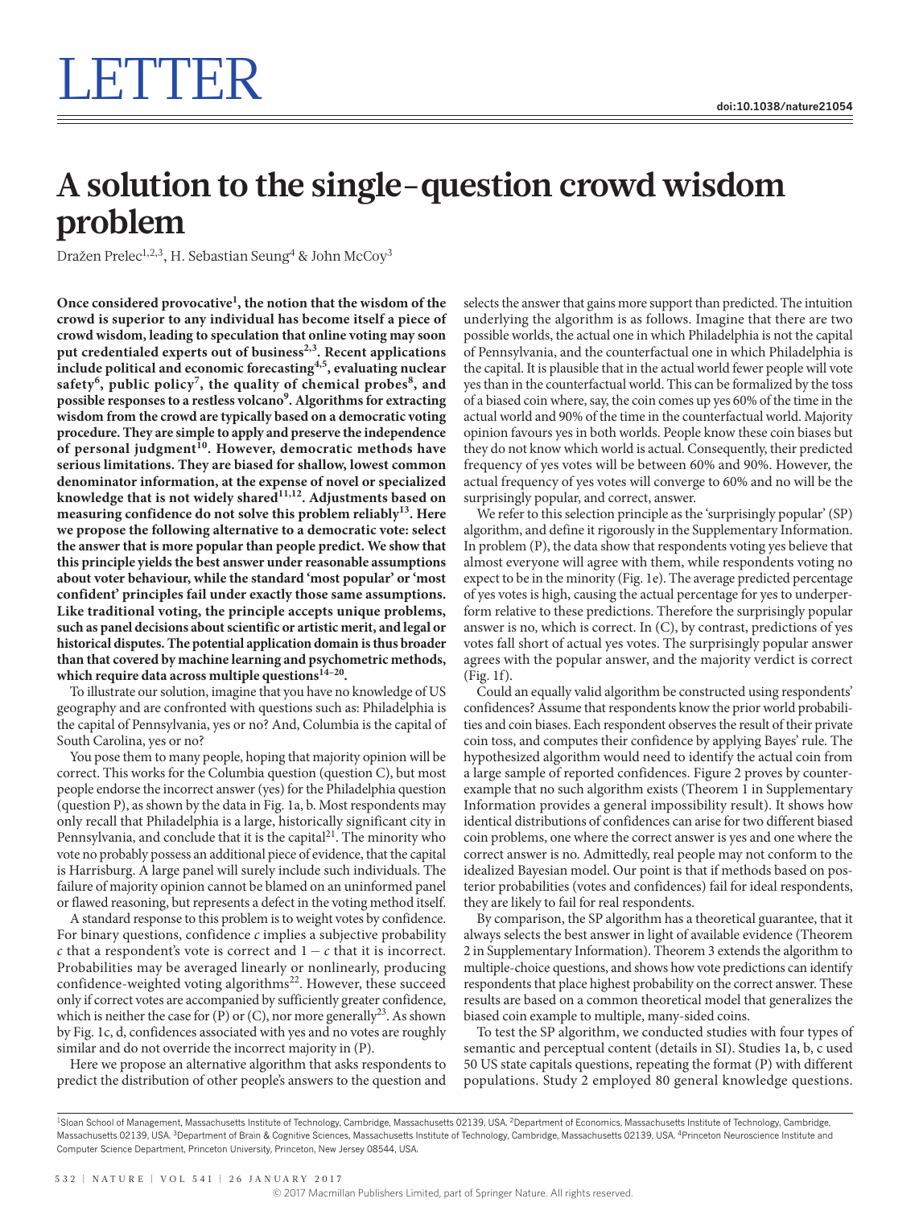# LETTER

# A solution to the single-question crowd wisdom problem

Dražen Prelec[1,2,3], H. Sebastian Seung[4] & John McCoy[3]

**Once considered provocative[1], the notion that the wisdom of the crowd is superior to any individual has become itself a piece of crowd wisdom, leading to speculation that online voting may soon put credentialed experts out of business[2,3]. Recent applications include political and economic forecasting[4,5], evaluating nuclear safety[6], public policy[7], the quality of chemical probes[8], and possible responses to a restless volcano[9]. Algorithms for extracting wisdom from the crowd are typically based on a democratic voting procedure. They are simple to apply and preserve the independence of personal judgment[10]. However, democratic methods have serious limitations. They are biased for shallow, lowest common denominator information, at the expense of novel or specialized knowledge that is not widely shared[11,12]. Adjustments based on measuring confidence do not solve this problem reliably[13]. Here we propose the following alternative to a democratic vote: select the answer that is more popular than people predict. We show that this principle yields the best answer under reasonable assumptions about voter behaviour, while the standard 'most popular' or 'most confident' principles fail under exactly those same assumptions. Like traditional voting, the principle accepts unique problems, such as panel decisions about scientific or artistic merit, and legal or historical disputes. The potential application domain is thus broader than that covered by machine learning and psychometric methods, which require data across multiple questions[14–20].**

To illustrate our solution, imagine that you have no knowledge of US geography and are confronted with questions such as: Philadelphia is the capital of Pennsylvania, yes or no? And, Columbia is the capital of South Carolina, yes or no?

You pose them to many people, hoping that majority opinion will be correct. This works for the Columbia question (question C), but most people endorse the incorrect answer (yes) for the Philadelphia question (question P), as shown by the data in Fig. 1a, b. Most respondents may only recall that Philadelphia is a large, historically significant city in Pennsylvania, and conclude that it is the capital[21]. The minority who vote no probably possess an additional piece of evidence, that the capital is Harrisburg. A large panel will surely include such individuals. The failure of majority opinion cannot be blamed on an uninformed panel or flawed reasoning, but represents a defect in the voting method itself.

A standard response to this problem is to weight votes by confidence. For binary questions, confidence $c$ implies a subjective probability $c$ that a respondent's vote is correct and $1 - c$ that it is incorrect. Probabilities may be averaged linearly or nonlinearly, producing confidence-weighted voting algorithms[22]. However, these succeed only if correct votes are accompanied by sufficiently greater confidence, which is neither the case for (P) or (C), nor more generally[23]. As shown by Fig. 1c, d, confidences associated with yes and no votes are roughly similar and do not override the incorrect majority in (P).

Here we propose an alternative algorithm that asks respondents to predict the distribution of other people's answers to the question and selects the answer that gains more support than predicted. The intuition underlying the algorithm is as follows. Imagine that there are two possible worlds, the actual one in which Philadelphia is not the capital of Pennsylvania, and the counterfactual one in which Philadelphia is the capital. It is plausible that in the actual world fewer people will vote yes than in the counterfactual world. This can be formalized by the toss of a biased coin where, say, the coin comes up yes 60% of the time in the actual world and 90% of the time in the counterfactual world. Majority opinion favours yes in both worlds. People know these coin biases but they do not know which world is actual. Consequently, their predicted frequency of yes votes will be between 60% and 90%. However, the actual frequency of yes votes will converge to 60% and no will be the surprisingly popular, and correct, answer.

We refer to this selection principle as the 'surprisingly popular' (SP) algorithm, and define it rigorously in the Supplementary Information. In problem (P), the data show that respondents voting yes believe that almost everyone will agree with them, while respondents voting no expect to be in the minority (Fig. 1e). The average predicted percentage of yes votes is high, causing the actual percentage for yes to underperform relative to these predictions. Therefore the surprisingly popular answer is no, which is correct. In (C), by contrast, predictions of yes votes fall short of actual yes votes. The surprisingly popular answer agrees with the popular answer, and the majority verdict is correct (Fig. 1f).

Could an equally valid algorithm be constructed using respondents' confidences? Assume that respondents know the prior world probabilities and coin biases. Each respondent observes the result of their private coin toss, and computes their confidence by applying Bayes' rule. The hypothesized algorithm would need to identify the actual coin from a large sample of reported confidences. Figure 2 proves by counterexample that no such algorithm exists (Theorem 1 in Supplementary Information provides a general impossibility result). It shows how identical distributions of confidences can arise for two different biased coin problems, one where the correct answer is yes and one where the correct answer is no. Admittedly, real people may not conform to the idealized Bayesian model. Our point is that if methods based on posterior probabilities (votes and confidences) fail for ideal respondents, they are likely to fail for real respondents.

By comparison, the SP algorithm has a theoretical guarantee, that it always selects the best answer in light of available evidence (Theorem 2 in Supplementary Information). Theorem 3 extends the algorithm to multiple-choice questions, and shows how vote predictions can identify respondents that place highest probability on the correct answer. These results are based on a common theoretical model that generalizes the biased coin example to multiple, many-sided coins.

To test the SP algorithm, we conducted studies with four types of semantic and perceptual content (details in SI). Studies 1a, b, c used 50 US state capitals questions, repeating the format (P) with different populations. Study 2 employed 80 general knowledge questions.

[1]Sloan School of Management, Massachusetts Institute of Technology, Cambridge, Massachusetts 02139, USA. [2]Department of Economics, Massachusetts Institute of Technology, Cambridge, Massachusetts 02139, USA. [3]Department of Brain & Cognitive Sciences, Massachusetts Institute of Technology, Cambridge, Massachusetts 02139, USA. [4]Princeton Neuroscience Institute and Computer Science Department, Princeton University, Princeton, New Jersey 08544, USA.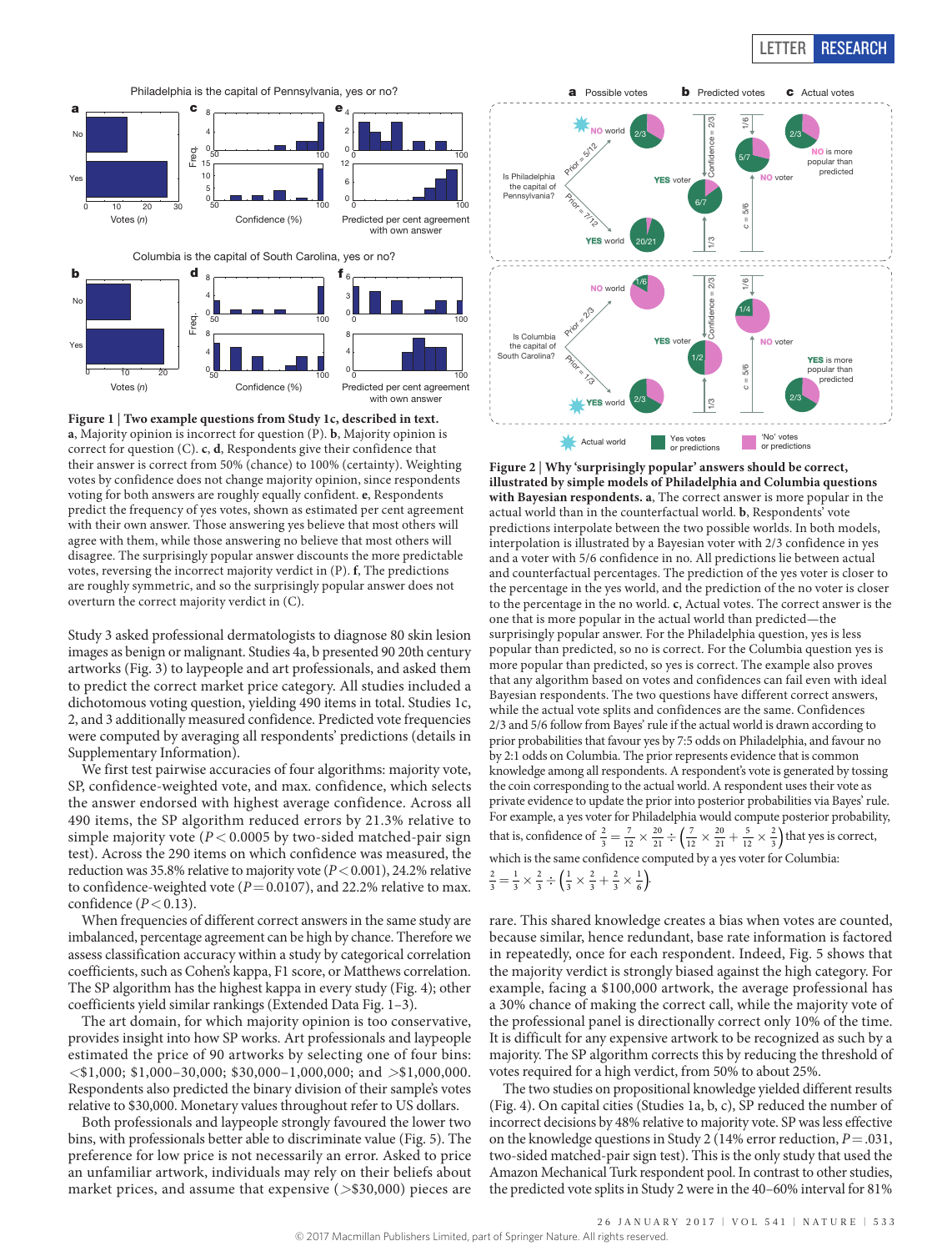**Figure 1 | Two example questions from Study 1c, described in text.** **a**, Majority opinion is incorrect for question (P). **b**, Majority opinion is correct for question (C). **c**, **d**, Respondents give their confidence that their answer is correct from 50% (chance) to 100% (certainty). Weighting votes by confidence does not change majority opinion, since respondents voting for both answers are roughly equally confident. **e**, Respondents predict the frequency of yes votes, shown as estimated per cent agreement with their own answer. Those answering yes believe that most others will agree with them, while those answering no believe that most others will disagree. The surprisingly popular answer discounts the more predictable votes, reversing the incorrect majority verdict in (P). **f**, The predictions are roughly symmetric, and so the surprisingly popular answer does not overturn the correct majority verdict in (C).

**Figure 2 | Why 'surprisingly popular' answers should be correct, illustrated by simple models of Philadelphia and Columbia questions with Bayesian respondents.** **a**, The correct answer is more popular in the actual world than in the counterfactual world. **b**, Respondents' vote predictions interpolate between the two possible worlds. In both models, interpolation is illustrated by a Bayesian voter with 2/3 confidence in yes and a voter with 5/6 confidence in no. All predictions lie between actual and counterfactual percentages. The prediction of the yes voter is closer to the percentage in the yes world, and the prediction of the no voter is closer to the percentage in the no world. **c**, Actual votes. The correct answer is the one that is more popular in the actual world than predicted—the surprisingly popular answer. For the Philadelphia question, yes is less popular than predicted, so no is correct. For the Columbia question yes is more popular than predicted, so yes is correct. The example also proves that any algorithm based on votes and confidences can fail even with ideal Bayesian respondents. The two questions have different correct answers, while the actual vote splits and confidences are the same. Confidences 2/3 and 5/6 follow from Bayes' rule if the actual world is drawn according to prior probabilities that favour yes by 7:5 odds on Philadelphia, and favour no by 2:1 odds on Columbia. The prior represents evidence that is common knowledge among all respondents. A respondent's vote is generated by tossing the coin corresponding to the actual world. A respondent uses their vote as private evidence to update the prior into posterior probabilities via Bayes' rule. For example, a yes voter for Philadelphia would compute posterior probability, that is, confidence of $\frac{2}{3}=\frac{7}{12}\times\frac{20}{21}\div\left(\frac{7}{12}\times\frac{20}{21}+\frac{5}{12}\times\frac{2}{3}\right)$ that yes is correct, which is the same confidence computed by a yes voter for Columbia: $\frac{2}{3}=\frac{1}{3}\times\frac{2}{3}\div\left(\frac{1}{3}\times\frac{2}{3}+\frac{2}{3}\times\frac{1}{6}\right)$.

Study 3 asked professional dermatologists to diagnose 80 skin lesion images as benign or malignant. Studies 4a, b presented 90 20th century artworks (Fig. 3) to laypeople and art professionals, and asked them to predict the correct market price category. All studies included a dichotomous voting question, yielding 490 items in total. Studies 1c, 2, and 3 additionally measured confidence. Predicted vote frequencies were computed by averaging all respondents' predictions (details in Supplementary Information).

We first test pairwise accuracies of four algorithms: majority vote, SP, confidence-weighted vote, and max. confidence, which selects the answer endorsed with highest average confidence. Across all 490 items, the SP algorithm reduced errors by 21.3% relative to simple majority vote ($P<0.0005$ by two-sided matched-pair sign test). Across the 290 items on which confidence was measured, the reduction was 35.8% relative to majority vote ($P<0.001$), 24.2% relative to confidence-weighted vote ($P=0.0107$), and 22.2% relative to max. confidence ($P<0.13$).

When frequencies of different correct answers in the same study are imbalanced, percentage agreement can be high by chance. Therefore we assess classification accuracy within a study by categorical correlation coefficients, such as Cohen's kappa, F1 score, or Matthews correlation. The SP algorithm has the highest kappa in every study (Fig. 4); other coefficients yield similar rankings (Extended Data Fig. 1–3).

The art domain, for which majority opinion is too conservative, provides insight into how SP works. Art professionals and laypeople estimated the price of 90 artworks by selecting one of four bins: <$1,000; $1,000–30,000; $30,000–1,000,000; and >$1,000,000. Respondents also predicted the binary division of their sample's votes relative to $30,000. Monetary values throughout refer to US dollars.

Both professionals and laypeople strongly favoured the lower two bins, with professionals better able to discriminate value (Fig. 5). The preference for low price is not necessarily an error. Asked to price an unfamiliar artwork, individuals may rely on their beliefs about market prices, and assume that expensive (>$30,000) pieces are rare. This shared knowledge creates a bias when votes are counted, because similar, hence redundant, base rate information is factored in repeatedly, once for each respondent. Indeed, Fig. 5 shows that the majority verdict is strongly biased against the high category. For example, facing a $100,000 artwork, the average professional has a 30% chance of making the correct call, while the majority vote of the professional panel is directionally correct only 10% of the time. It is difficult for any expensive artwork to be recognized as such by a majority. The SP algorithm corrects this by reducing the threshold of votes required for a high verdict, from 50% to about 25%.

The two studies on propositional knowledge yielded different results (Fig. 4). On capital cities (Studies 1a, b, c), SP reduced the number of incorrect decisions by 48% relative to majority vote. SP was less effective on the knowledge questions in Study 2 (14% error reduction, $P=.031$, two-sided matched-pair sign test). This is the only study that used the Amazon Mechanical Turk respondent pool. In contrast to other studies, the predicted vote splits in Study 2 were in the 40–60% interval for 81%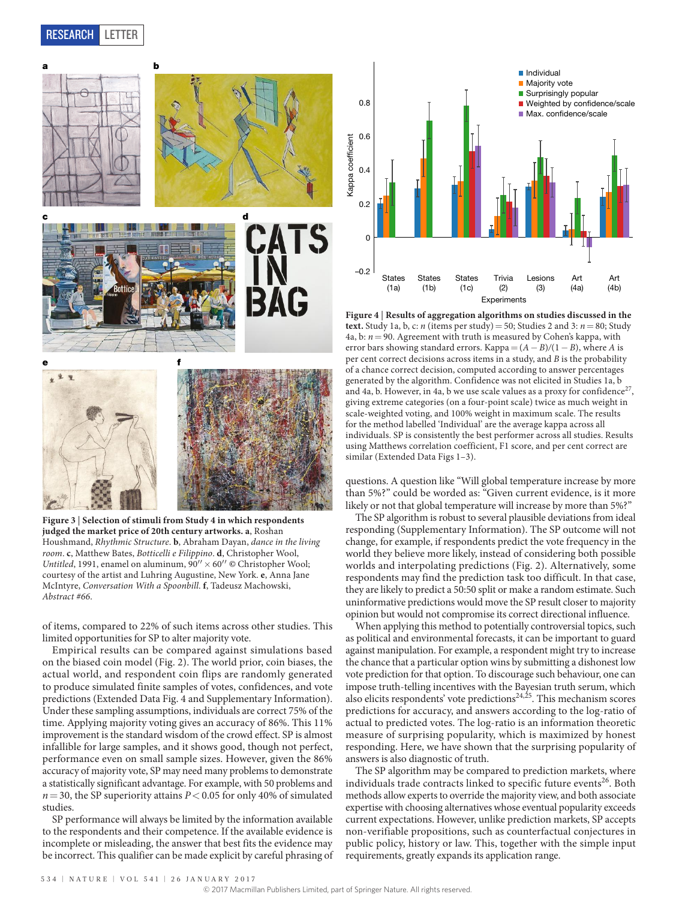**Figure 3 | Selection of stimuli from Study 4 in which respondents judged the market price of 20th century artworks. a**, Roshan Houshmand, *Rhythmic Structure*. **b**, Abraham Dayan, *dance in the living room*. **c**, Matthew Bates, *Botticelli e Filippino*. **d**, Christopher Wool, *Untitled*, 1991, enamel on aluminum, 90″ × 60″ © Christopher Wool; courtesy of the artist and Luhring Augustine, New York. **e**, Anna Jane McIntyre, *Conversation With a Spoonbill*. **f**, Tadeusz Machowski, *Abstract #66*.

**Figure 4 | Results of aggregation algorithms on studies discussed in the text.** Study 1a, b, c: $n$ (items per study) = 50; Studies 2 and 3: $n = 80$; Study 4a, b: $n = 90$. Agreement with truth is measured by Cohen's kappa, with error bars showing standard errors. Kappa = $(A - B)/(1 - B)$, where $A$ is per cent correct decisions across items in a study, and $B$ is the probability of a chance correct decision, computed according to answer percentages generated by the algorithm. Confidence was not elicited in Studies 1a, b and 4a, b. However, in 4a, b we use scale values as a proxy for confidence[27], giving extreme categories (on a four-point scale) twice as much weight in scale-weighted voting, and 100% weight in maximum scale. The results for the method labelled 'Individual' are the average kappa across all individuals. SP is consistently the best performer across all studies. Results using Matthews correlation coefficient, F1 score, and per cent correct are similar (Extended Data Figs 1–3).

of items, compared to 22% of such items across other studies. This limited opportunities for SP to alter majority vote.

Empirical results can be compared against simulations based on the biased coin model (Fig. 2). The world prior, coin biases, the actual world, and respondent coin flips are randomly generated to produce simulated finite samples of votes, confidences, and vote predictions (Extended Data Fig. 4 and Supplementary Information). Under these sampling assumptions, individuals are correct 75% of the time. Applying majority voting gives an accuracy of 86%. This 11% improvement is the standard wisdom of the crowd effect. SP is almost infallible for large samples, and it shows good, though not perfect, performance even on small sample sizes. However, given the 86% accuracy of majority vote, SP may need many problems to demonstrate a statistically significant advantage. For example, with 50 problems and $n = 30$, the SP superiority attains $P < 0.05$ for only 40% of simulated studies.

SP performance will always be limited by the information available to the respondents and their competence. If the available evidence is incomplete or misleading, the answer that best fits the evidence may be incorrect. This qualifier can be made explicit by careful phrasing of questions. A question like "Will global temperature increase by more than 5%?" could be worded as: "Given current evidence, is it more likely or not that global temperature will increase by more than 5%?"

The SP algorithm is robust to several plausible deviations from ideal responding (Supplementary Information). The SP outcome will not change, for example, if respondents predict the vote frequency in the world they believe more likely, instead of considering both possible worlds and interpolating predictions (Fig. 2). Alternatively, some respondents may find the prediction task too difficult. In that case, they are likely to predict a 50:50 split or make a random estimate. Such uninformative predictions would move the SP result closer to majority opinion but would not compromise its correct directional influence.

When applying this method to potentially controversial topics, such as political and environmental forecasts, it can be important to guard against manipulation. For example, a respondent might try to increase the chance that a particular option wins by submitting a dishonest low vote prediction for that option. To discourage such behaviour, one can impose truth-telling incentives with the Bayesian truth serum, which also elicits respondents' vote predictions[24,25]. This mechanism scores predictions for accuracy, and answers according to the log-ratio of actual to predicted votes. The log-ratio is an information theoretic measure of surprising popularity, which is maximized by honest responding. Here, we have shown that the surprising popularity of answers is also diagnostic of truth.

The SP algorithm may be compared to prediction markets, where individuals trade contracts linked to specific future events[26]. Both methods allow experts to override the majority view, and both associate expertise with choosing alternatives whose eventual popularity exceeds current expectations. However, unlike prediction markets, SP accepts non-verifiable propositions, such as counterfactual conjectures in public policy, history or law. This, together with the simple input requirements, greatly expands its application range.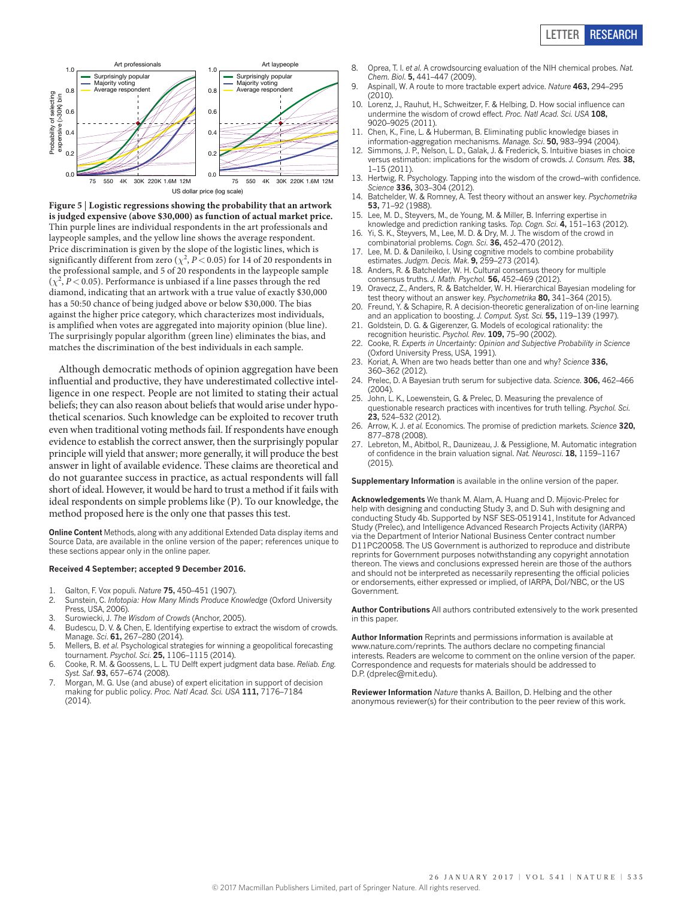Art professionals

Art laypeople

Surprisingly popular

Majority voting

Average respondent

Probability of selecting expensive (>30K) bin

1.0

0.8

0.6

0.4

0.2

0.0

75 550 4K 30K 220K 1.6M 12M

US dollar price (log scale)

**Figure 5 | Logistic regressions showing the probability that an artwork is judged expensive (above $30,000) as function of actual market price.** Thin purple lines are individual respondents in the art professionals and laypeople samples, and the yellow line shows the average respondent. Price discrimination is given by the slope of the logistic lines, which is significantly different from zero ($\chi^2$, $P < 0.05$) for 14 of 20 respondents in the professional sample, and 5 of 20 respondents in the laypeople sample ($\chi^2$, $P < 0.05$). Performance is unbiased if a line passes through the red diamond, indicating that an artwork with a true value of exactly $30,000 has a 50:50 chance of being judged above or below $30,000. The bias against the higher price category, which characterizes most individuals, is amplified when votes are aggregated into majority opinion (blue line). The surprisingly popular algorithm (green line) eliminates the bias, and matches the discrimination of the best individuals in each sample.

Although democratic methods of opinion aggregation have been influential and productive, they have underestimated collective intelligence in one respect. People are not limited to stating their actual beliefs; they can also reason about beliefs that would arise under hypothetical scenarios. Such knowledge can be exploited to recover truth even when traditional voting methods fail. If respondents have enough evidence to establish the correct answer, then the surprisingly popular principle will yield that answer; more generally, it will produce the best answer in light of available evidence. These claims are theoretical and do not guarantee success in practice, as actual respondents will fall short of ideal. However, it would be hard to trust a method if it fails with ideal respondents on simple problems like (P). To our knowledge, the method proposed here is the only one that passes this test.

**Online Content** Methods, along with any additional Extended Data display items and Source Data, are available in the online version of the paper; references unique to these sections appear only in the online paper.

**Received 4 September; accepted 9 December 2016.**

1. Galton, F. Vox populi. *Nature* **75,** 450–451 (1907).
2. Sunstein, C. *Infotopia: How Many Minds Produce Knowledge* (Oxford University Press, USA, 2006).
3. Surowiecki, J. *The Wisdom of Crowds* (Anchor, 2005).
4. Budescu, D. V. & Chen, E. Identifying expertise to extract the wisdom of crowds. Manage. *Sci*. **61,** 267–280 (2014).
5. Mellers, B. *et al.* Psychological strategies for winning a geopolitical forecasting tournament. *Psychol. Sci*. **25,** 1106–1115 (2014).
6. Cooke, R. M. & Goossens, L. L. TU Delft expert judgment data base. *Reliab. Eng. Syst. Saf*. **93,** 657–674 (2008).
7. Morgan, M. G. Use (and abuse) of expert elicitation in support of decision making for public policy. *Proc. Natl Acad. Sci. USA* **111,** 7176–7184 (2014).
8. Oprea, T. I. *et al.* A crowdsourcing evaluation of the NIH chemical probes. *Nat. Chem. Biol.* **5,** 441–447 (2009).
9. Aspinall, W. A route to more tractable expert advice. *Nature* **463,** 294–295 (2010).
10. Lorenz, J., Rauhut, H., Schweitzer, F. & Helbing, D. How social influence can undermine the wisdom of crowd effect. *Proc. Natl Acad. Sci. USA* **108,** 9020–9025 (2011).
11. Chen, K., Fine, L. & Huberman, B. Eliminating public knowledge biases in information-aggregation mechanisms. *Manage. Sci*. **50,** 983–994 (2004).
12. Simmons, J. P., Nelson, L. D., Galak, J. & Frederick, S. Intuitive biases in choice versus estimation: implications for the wisdom of crowds. *J. Consum. Res.* **38,** 1–15 (2011).
13. Hertwig, R. Psychology. Tapping into the wisdom of the crowd–with confidence. *Science* **336,** 303–304 (2012).
14. Batchelder, W. & Romney, A. Test theory without an answer key. *Psychometrika* **53,** 71–92 (1988).
15. Lee, M. D., Steyvers, M., de Young, M. & Miller, B. Inferring expertise in knowledge and prediction ranking tasks. *Top. Cogn. Sci*. **4,** 151–163 (2012).
16. Yi, S. K., Steyvers, M., Lee, M. D. & Dry, M. J. The wisdom of the crowd in combinatorial problems. *Cogn. Sci.* **36,** 452–470 (2012).
17. Lee, M. D. & Danileiko, I. Using cognitive models to combine probability estimates. *Judgm. Decis. Mak.* **9,** 259–273 (2014).
18. Anders, R. & Batchelder, W. H. Cultural consensus theory for multiple consensus truths. *J. Math. Psychol.* **56,** 452–469 (2012).
19. Oravecz, Z., Anders, R. & Batchelder, W. H. Hierarchical Bayesian modeling for test theory without an answer key. *Psychometrika* **80,** 341–364 (2015).
20. Freund, Y. & Schapire, R. A decision-theoretic generalization of on-line learning and an application to boosting. *J. Comput. Syst. Sci.* **55,** 119–139 (1997).
21. Goldstein, D. G. & Gigerenzer, G. Models of ecological rationality: the recognition heuristic. *Psychol. Rev*. **109,** 75–90 (2002).
22. Cooke, R. *Experts in Uncertainty: Opinion and Subjective Probability in Science* (Oxford University Press, USA, 1991).
23. Koriat, A. When are two heads better than one and why? *Science* **336,** 360–362 (2012).
24. Prelec, D. A Bayesian truth serum for subjective data. *Science*. **306,** 462–466 (2004).
25. John, L. K., Loewenstein, G. & Prelec, D. Measuring the prevalence of questionable research practices with incentives for truth telling. *Psychol. Sci.* **23,** 524–532 (2012).
26. Arrow, K. J. *et al.* Economics. The promise of prediction markets. *Science* **320,** 877–878 (2008).
27. Lebreton, M., Abitbol, R., Daunizeau, J. & Pessiglione, M. Automatic integration of confidence in the brain valuation signal. *Nat. Neurosci*. **18,** 1159–1167 (2015).

**Supplementary Information** is available in the online version of the paper.

**Acknowledgements** We thank M. Alam, A. Huang and D. Mijovic-Prelec for help with designing and conducting Study 3, and D. Suh with designing and conducting Study 4b. Supported by NSF SES-0519141, Institute for Advanced Study (Prelec), and Intelligence Advanced Research Projects Activity (IARPA) via the Department of Interior National Business Center contract number D11PC20058. The US Government is authorized to reproduce and distribute reprints for Government purposes notwithstanding any copyright annotation thereon. The views and conclusions expressed herein are those of the authors and should not be interpreted as necessarily representing the official policies or endorsements, either expressed or implied, of IARPA, DoI/NBC, or the US Government.

**Author Contributions** All authors contributed extensively to the work presented in this paper.

**Author Information** Reprints and permissions information is available at www.nature.com/reprints. The authors declare no competing financial interests. Readers are welcome to comment on the online version of the paper. Correspondence and requests for materials should be addressed to D.P. (dprelec@mit.edu).

**Reviewer Information** *Nature* thanks A. Baillon, D. Helbing and the other anonymous reviewer(s) for their contribution to the peer review of this work.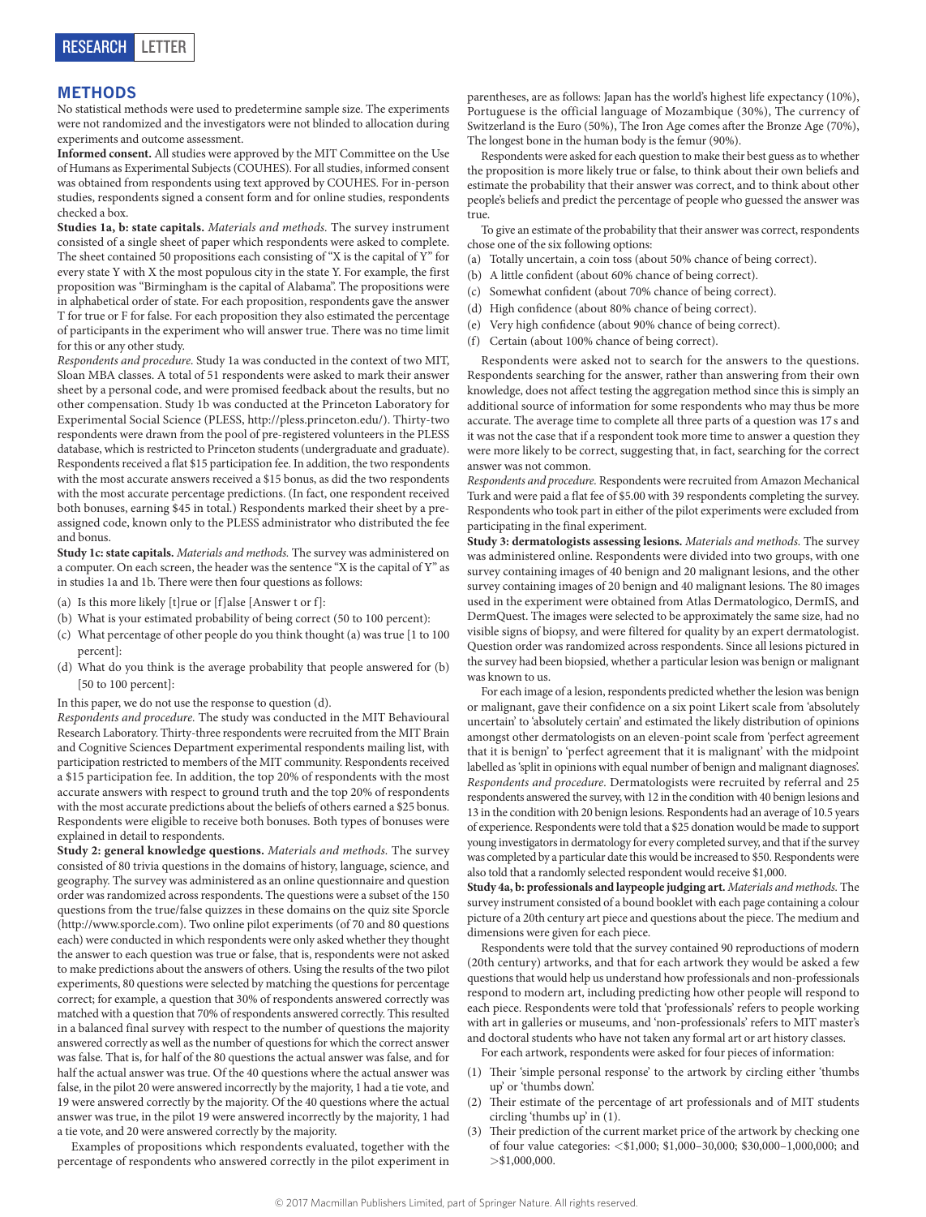## METHODS

No statistical methods were used to predetermine sample size. The experiments were not randomized and the investigators were not blinded to allocation during experiments and outcome assessment.

**Informed consent.** All studies were approved by the MIT Committee on the Use of Humans as Experimental Subjects (COUHES). For all studies, informed consent was obtained from respondents using text approved by COUHES. For in-person studies, respondents signed a consent form and for online studies, respondents checked a box.

**Studies 1a, b: state capitals.** *Materials and methods.* The survey instrument consisted of a single sheet of paper which respondents were asked to complete. The sheet contained 50 propositions each consisting of "X is the capital of Y" for every state Y with X the most populous city in the state Y. For example, the first proposition was "Birmingham is the capital of Alabama". The propositions were in alphabetical order of state. For each proposition, respondents gave the answer T for true or F for false. For each proposition they also estimated the percentage of participants in the experiment who will answer true. There was no time limit for this or any other study.

*Respondents and procedure.* Study 1a was conducted in the context of two MIT, Sloan MBA classes. A total of 51 respondents were asked to mark their answer sheet by a personal code, and were promised feedback about the results, but no other compensation. Study 1b was conducted at the Princeton Laboratory for Experimental Social Science (PLESS, http://pless.princeton.edu/). Thirty-two respondents were drawn from the pool of pre-registered volunteers in the PLESS database, which is restricted to Princeton students (undergraduate and graduate). Respondents received a flat $15 participation fee. In addition, the two respondents with the most accurate answers received a $15 bonus, as did the two respondents with the most accurate percentage predictions. (In fact, one respondent received both bonuses, earning $45 in total.) Respondents marked their sheet by a pre-assigned code, known only to the PLESS administrator who distributed the fee and bonus.

**Study 1c: state capitals.** *Materials and methods.* The survey was administered on a computer. On each screen, the header was the sentence "X is the capital of Y" as in studies 1a and 1b. There were then four questions as follows:

(a) Is this more likely [t]rue or [f]alse [Answer t or f]:
(b) What is your estimated probability of being correct (50 to 100 percent):
(c) What percentage of other people do you think thought (a) was true [1 to 100 percent]:
(d) What do you think is the average probability that people answered for (b) [50 to 100 percent]:

In this paper, we do not use the response to question (d).

*Respondents and procedure.* The study was conducted in the MIT Behavioural Research Laboratory. Thirty-three respondents were recruited from the MIT Brain and Cognitive Sciences Department experimental respondents mailing list, with participation restricted to members of the MIT community. Respondents received a $15 participation fee. In addition, the top 20% of respondents with the most accurate answers with respect to ground truth and the top 20% of respondents with the most accurate predictions about the beliefs of others earned a $25 bonus. Respondents were eligible to receive both bonuses. Both types of bonuses were explained in detail to respondents.

**Study 2: general knowledge questions.** *Materials and methods.* The survey consisted of 80 trivia questions in the domains of history, language, science, and geography. The survey was administered as an online questionnaire and question order was randomized across respondents. The questions were a subset of the 150 questions from the true/false quizzes in these domains on the quiz site Sporcle (http://www.sporcle.com). Two online pilot experiments (of 70 and 80 questions each) were conducted in which respondents were only asked whether they thought the answer to each question was true or false, that is, respondents were not asked to make predictions about the answers of others. Using the results of the two pilot experiments, 80 questions were selected by matching the questions for percentage correct; for example, a question that 30% of respondents answered correctly was matched with a question that 70% of respondents answered correctly. This resulted in a balanced final survey with respect to the number of questions the majority answered correctly as well as the number of questions for which the correct answer was false. That is, for half of the 80 questions the actual answer was false, and for half the actual answer was true. Of the 40 questions where the actual answer was false, in the pilot 20 were answered incorrectly by the majority, 1 had a tie vote, and 19 were answered correctly by the majority. Of the 40 questions where the actual answer was true, in the pilot 19 were answered incorrectly by the majority, 1 had a tie vote, and 20 were answered correctly by the majority.

Examples of propositions which respondents evaluated, together with the percentage of respondents who answered correctly in the pilot experiment in parentheses, are as follows: Japan has the world's highest life expectancy (10%), Portuguese is the official language of Mozambique (30%), The currency of Switzerland is the Euro (50%), The Iron Age comes after the Bronze Age (70%), The longest bone in the human body is the femur (90%).

Respondents were asked for each question to make their best guess as to whether the proposition is more likely true or false, to think about their own beliefs and estimate the probability that their answer was correct, and to think about other people's beliefs and predict the percentage of people who guessed the answer was true.

To give an estimate of the probability that their answer was correct, respondents chose one of the six following options:

(a) Totally uncertain, a coin toss (about 50% chance of being correct).
(b) A little confident (about 60% chance of being correct).
(c) Somewhat confident (about 70% chance of being correct).
(d) High confidence (about 80% chance of being correct).
(e) Very high confidence (about 90% chance of being correct).
(f) Certain (about 100% chance of being correct).

Respondents were asked not to search for the answers to the questions. Respondents searching for the answer, rather than answering from their own knowledge, does not affect testing the aggregation method since this is simply an additional source of information for some respondents who may thus be more accurate. The average time to complete all three parts of a question was 17 s and it was not the case that if a respondent took more time to answer a question they were more likely to be correct, suggesting that, in fact, searching for the correct answer was not common.

*Respondents and procedure.* Respondents were recruited from Amazon Mechanical Turk and were paid a flat fee of $5.00 with 39 respondents completing the survey. Respondents who took part in either of the pilot experiments were excluded from participating in the final experiment.

**Study 3: dermatologists assessing lesions.** *Materials and methods.* The survey was administered online. Respondents were divided into two groups, with one survey containing images of 40 benign and 20 malignant lesions, and the other survey containing images of 20 benign and 40 malignant lesions. The 80 images used in the experiment were obtained from Atlas Dermatologico, DermIS, and DermQuest. The images were selected to be approximately the same size, had no visible signs of biopsy, and were filtered for quality by an expert dermatologist. Question order was randomized across respondents. Since all lesions pictured in the survey had been biopsied, whether a particular lesion was benign or malignant was known to us.

For each image of a lesion, respondents predicted whether the lesion was benign or malignant, gave their confidence on a six point Likert scale from 'absolutely uncertain' to 'absolutely certain' and estimated the likely distribution of opinions amongst other dermatologists on an eleven-point scale from 'perfect agreement that it is benign' to 'perfect agreement that it is malignant' with the midpoint labelled as 'split in opinions with equal number of benign and malignant diagnoses'.

*Respondents and procedure.* Dermatologists were recruited by referral and 25 respondents answered the survey, with 12 in the condition with 40 benign lesions and 13 in the condition with 20 benign lesions. Respondents had an average of 10.5 years of experience. Respondents were told that a $25 donation would be made to support young investigators in dermatology for every completed survey, and that if the survey was completed by a particular date this would be increased to $50. Respondents were also told that a randomly selected respondent would receive $1,000.

**Study 4a, b: professionals and laypeople judging art.** *Materials and methods.* The survey instrument consisted of a bound booklet with each page containing a colour picture of a 20th century art piece and questions about the piece. The medium and dimensions were given for each piece.

Respondents were told that the survey contained 90 reproductions of modern (20th century) artworks, and that for each artwork they would be asked a few questions that would help us understand how professionals and non-professionals respond to modern art, including predicting how other people will respond to each piece. Respondents were told that 'professionals' refers to people working with art in galleries or museums, and 'non-professionals' refers to MIT master's and doctoral students who have not taken any formal art or art history classes.

For each artwork, respondents were asked for four pieces of information:

(1) Their 'simple personal response' to the artwork by circling either 'thumbs up' or 'thumbs down'.
(2) Their estimate of the percentage of art professionals and of MIT students circling 'thumbs up' in (1).
(3) Their prediction of the current market price of the artwork by checking one of four value categories: <$1,000; $1,000–30,000; $30,000–1,000,000; and >$1,000,000.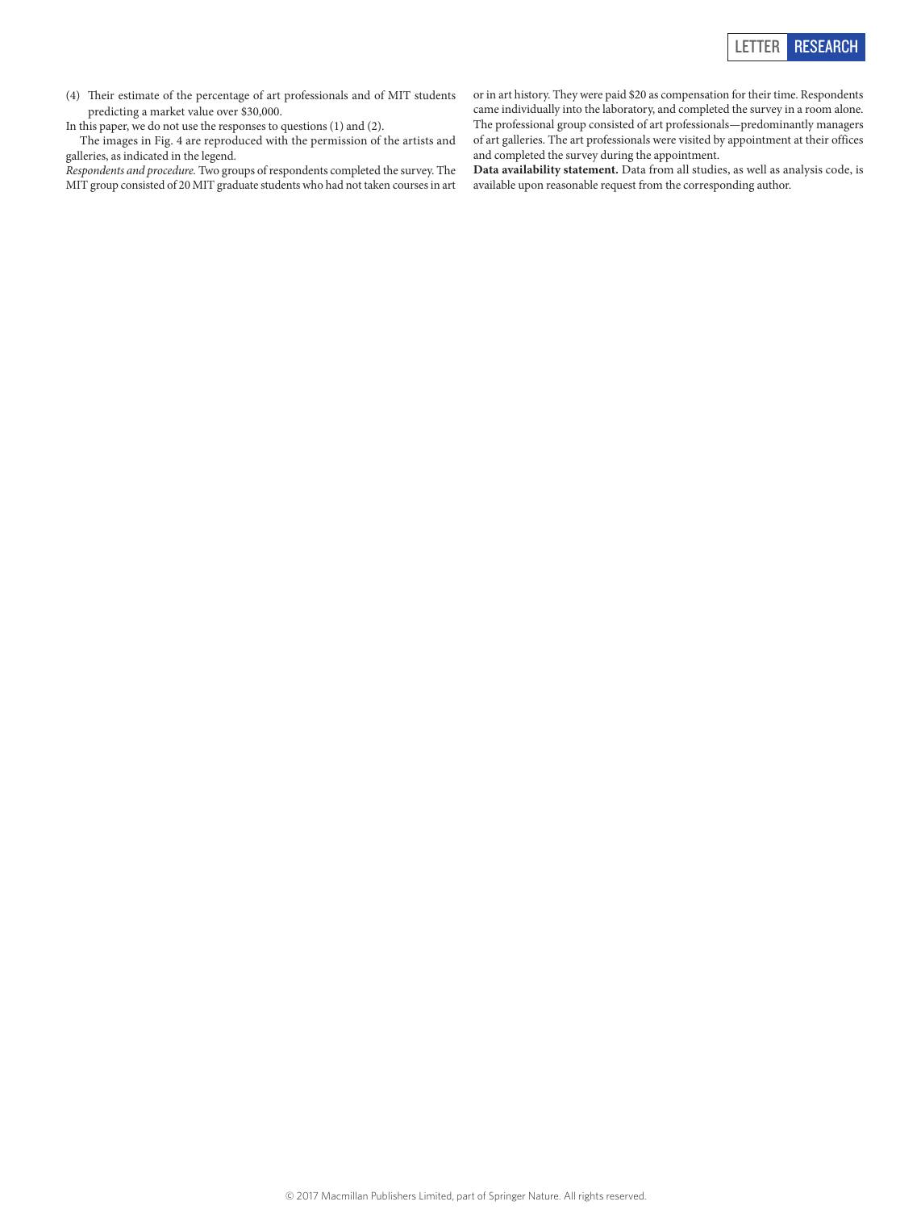(4) Their estimate of the percentage of art professionals and of MIT students predicting a market value over $30,000.

In this paper, we do not use the responses to questions (1) and (2).

The images in Fig. 4 are reproduced with the permission of the artists and galleries, as indicated in the legend.

*Respondents and procedure.* Two groups of respondents completed the survey. The MIT group consisted of 20 MIT graduate students who had not taken courses in art or in art history. They were paid $20 as compensation for their time. Respondents came individually into the laboratory, and completed the survey in a room alone. The professional group consisted of art professionals—predominantly managers of art galleries. The art professionals were visited by appointment at their offices and completed the survey during the appointment.

**Data availability statement.** Data from all studies, as well as analysis code, is available upon reasonable request from the corresponding author.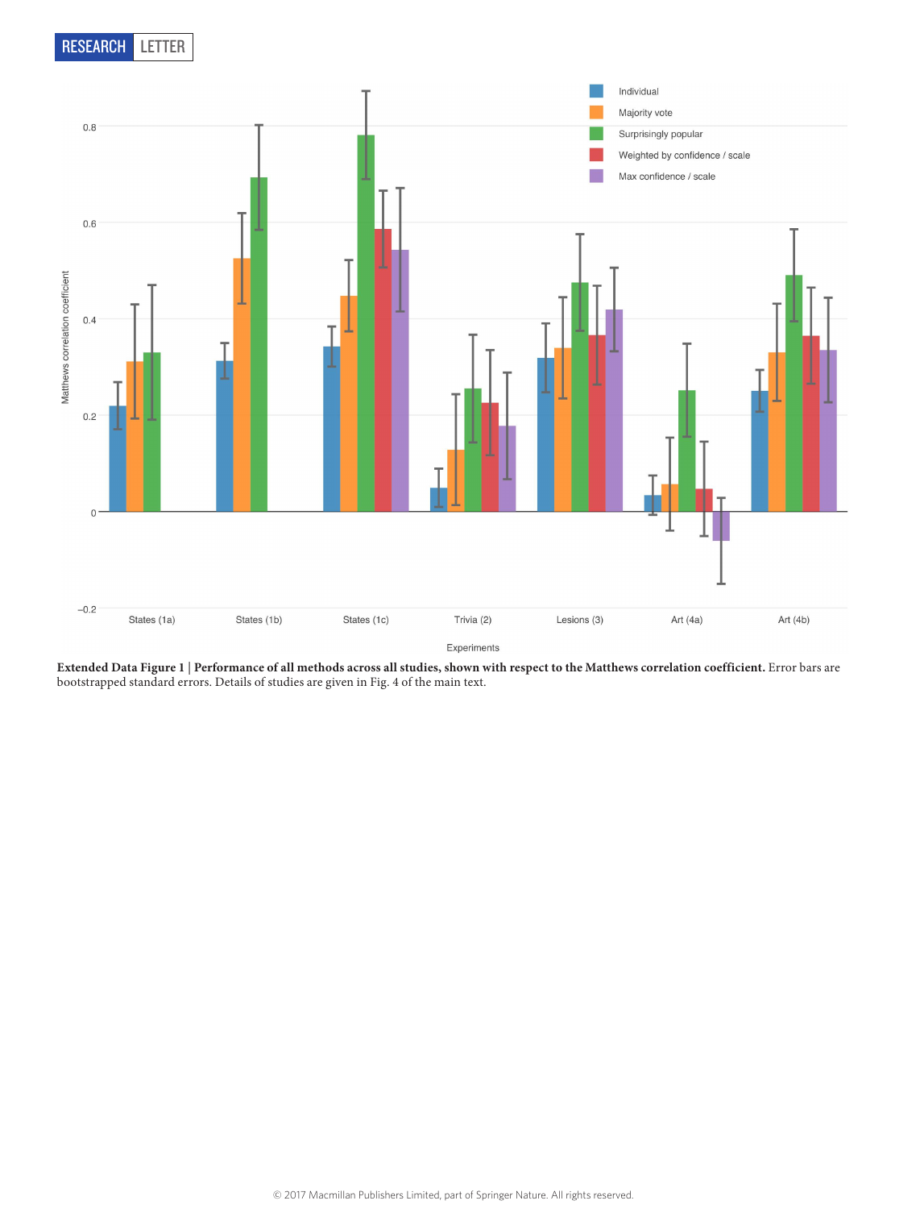**Extended Data Figure 1 | Performance of all methods across all studies, shown with respect to the Matthews correlation coefficient.** Error bars are bootstrapped standard errors. Details of studies are given in Fig. 4 of the main text.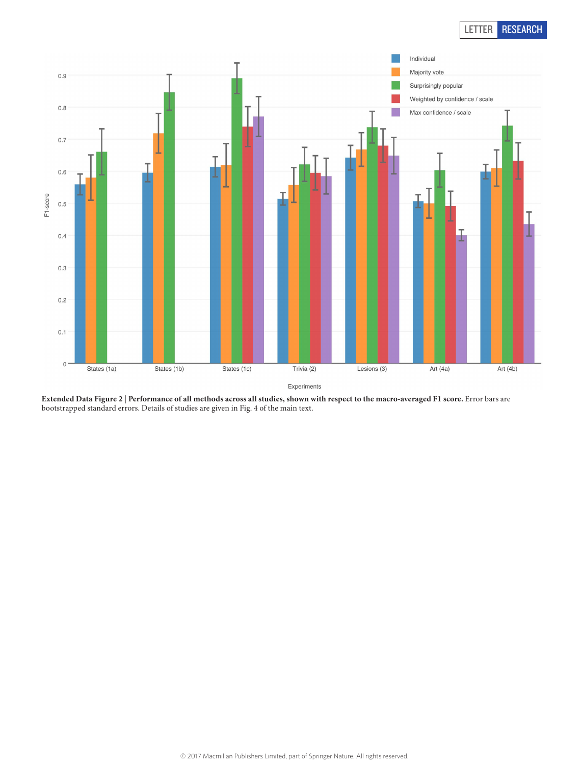**Extended Data Figure 2 | Performance of all methods across all studies, shown with respect to the macro-averaged F1 score.** Error bars are bootstrapped standard errors. Details of studies are given in Fig. 4 of the main text.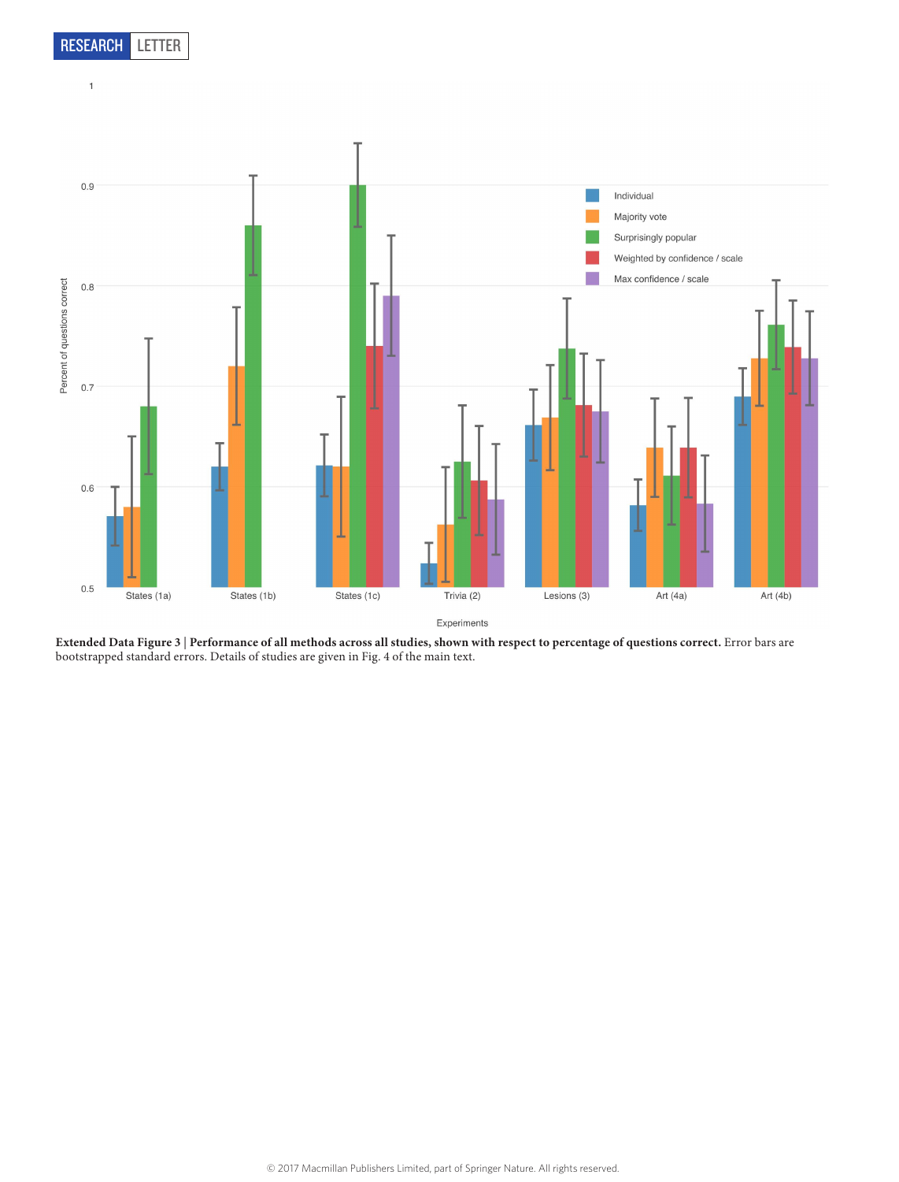**Extended Data Figure 3 | Performance of all methods across all studies, shown with respect to percentage of questions correct.** Error bars are bootstrapped standard errors. Details of studies are given in Fig. 4 of the main text.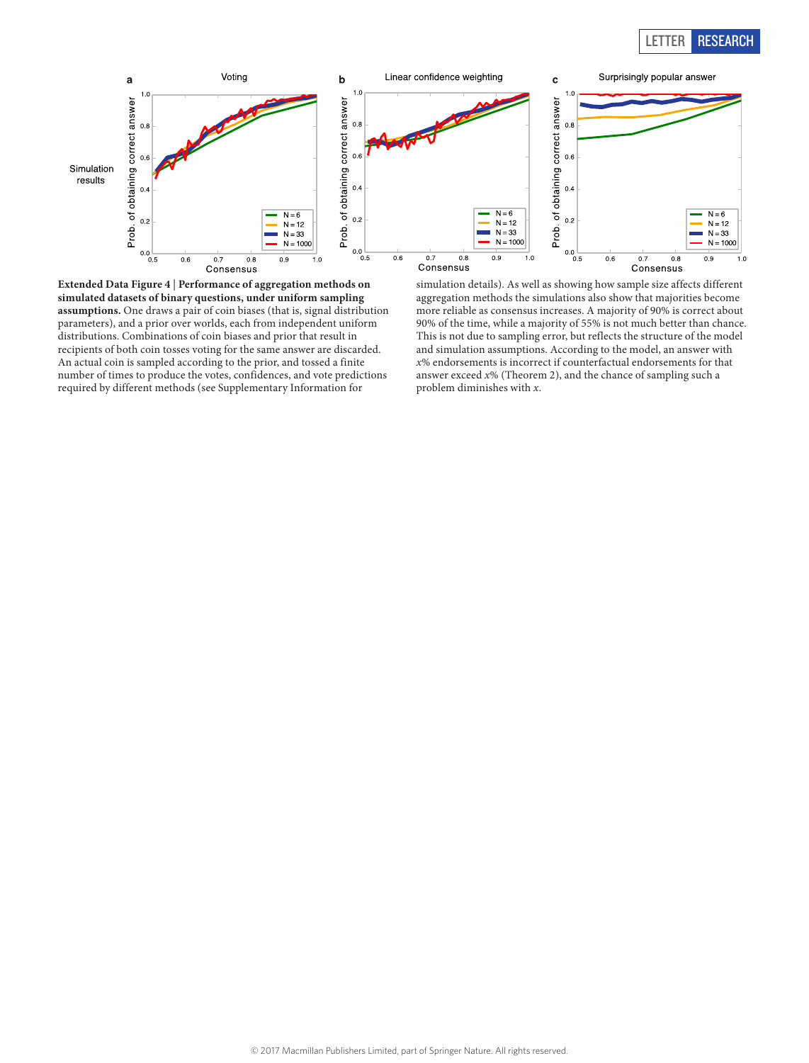**Extended Data Figure 4 | Performance of aggregation methods on simulated datasets of binary questions, under uniform sampling assumptions.** One draws a pair of coin biases (that is, signal distribution parameters), and a prior over worlds, each from independent uniform distributions. Combinations of coin biases and prior that result in recipients of both coin tosses voting for the same answer are discarded. An actual coin is sampled according to the prior, and tossed a finite number of times to produce the votes, confidences, and vote predictions required by different methods (see Supplementary Information for simulation details). As well as showing how sample size affects different aggregation methods the simulations also show that majorities become more reliable as consensus increases. A majority of 90% is correct about 90% of the time, while a majority of 55% is not much better than chance. This is not due to sampling error, but reflects the structure of the model and simulation assumptions. According to the model, an answer with $x$% endorsements is incorrect if counterfactual endorsements for that answer exceed $x$% (Theorem 2), and the chance of sampling such a problem diminishes with $x$.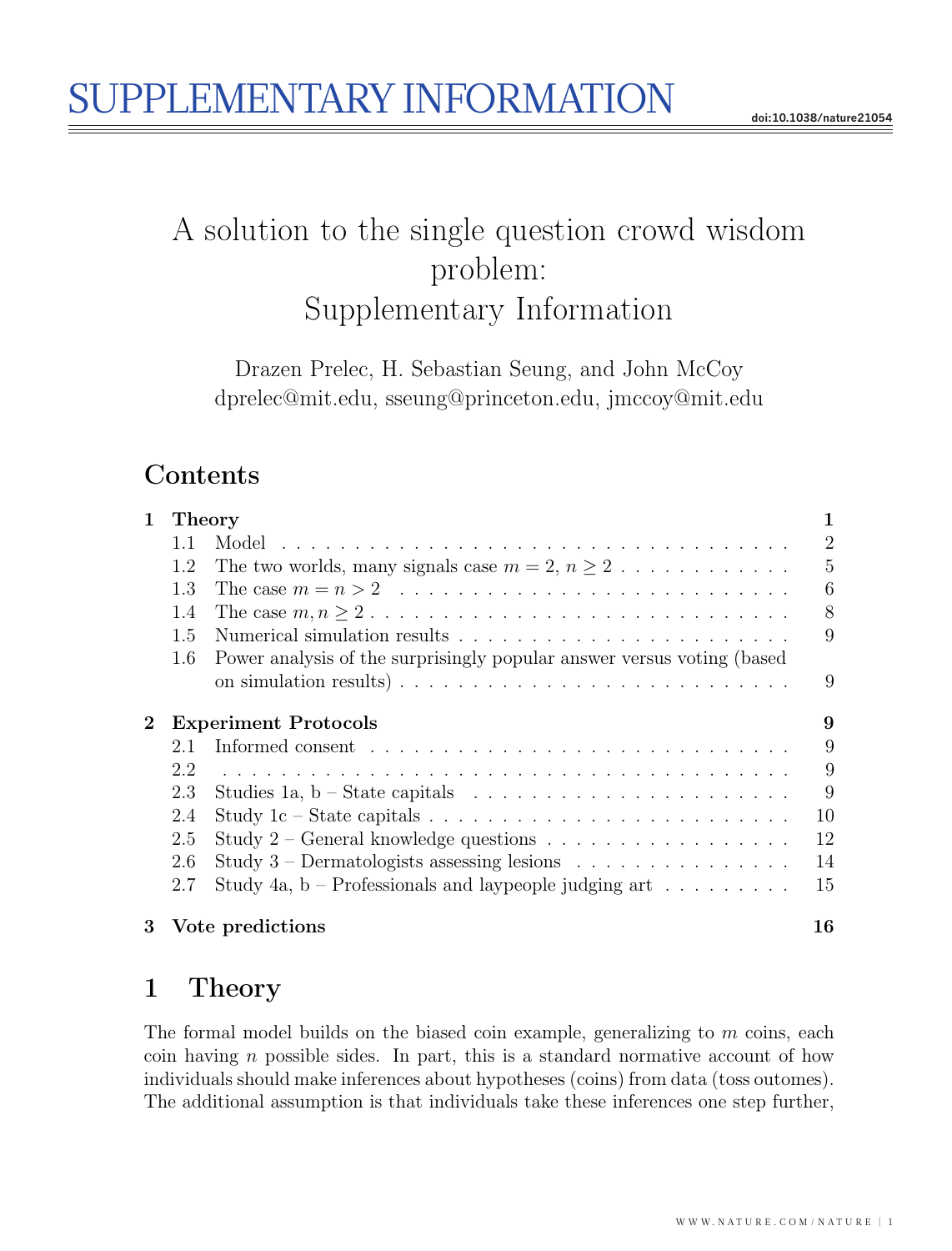# SUPPLEMENTARY INFORMATION

# A solution to the single question crowd wisdom problem: Supplementary Information

Drazen Prelec, H. Sebastian Seung, and John McCoy
dprelec@mit.edu, sseung@princeton.edu, jmccoy@mit.edu

## Contents

| | | |
|---|---|---|
| **1** | **Theory** | **1** |
| 1.1 | Model | 2 |
| 1.2 | The two worlds, many signals case $m = 2$, $n \geq 2$ | 5 |
| 1.3 | The case $m = n > 2$ | 6 |
| 1.4 | The case $m, n \geq 2$ | 8 |
| 1.5 | Numerical simulation results | 9 |
| 1.6 | Power analysis of the surprisingly popular answer versus voting (based on simulation results) | 9 |
| **2** | **Experiment Protocols** | **9** |
| 2.1 | Informed consent | 9 |
| 2.2 | | 9 |
| 2.3 | Studies 1a, b – State capitals | 9 |
| 2.4 | Study 1c – State capitals | 10 |
| 2.5 | Study 2 – General knowledge questions | 12 |
| 2.6 | Study 3 – Dermatologists assessing lesions | 14 |
| 2.7 | Study 4a, b – Professionals and laypeople judging art | 15 |
| **3** | **Vote predictions** | **16** |

## 1 Theory

The formal model builds on the biased coin example, generalizing to $m$ coins, each coin having $n$ possible sides. In part, this is a standard normative account of how individuals should make inferences about hypotheses (coins) from data (toss outomes). The additional assumption is that individuals take these inferences one step further,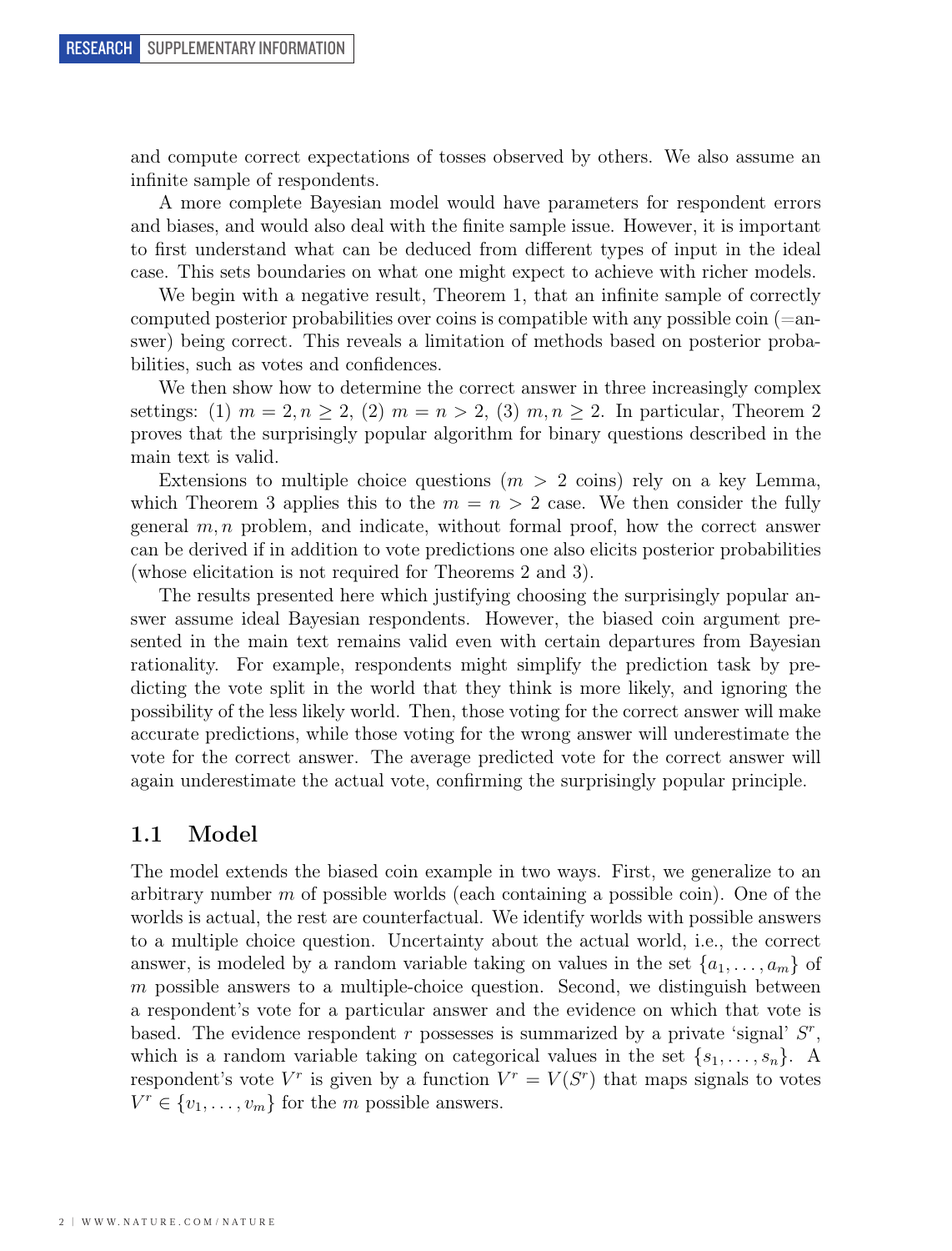and compute correct expectations of tosses observed by others. We also assume an infinite sample of respondents.

A more complete Bayesian model would have parameters for respondent errors and biases, and would also deal with the finite sample issue. However, it is important to first understand what can be deduced from different types of input in the ideal case. This sets boundaries on what one might expect to achieve with richer models.

We begin with a negative result, Theorem 1, that an infinite sample of correctly computed posterior probabilities over coins is compatible with any possible coin (=answer) being correct. This reveals a limitation of methods based on posterior probabilities, such as votes and confidences.

We then show how to determine the correct answer in three increasingly complex settings: (1) $m = 2, n \geq 2$, (2) $m = n > 2$, (3) $m, n \geq 2$. In particular, Theorem 2 proves that the surprisingly popular algorithm for binary questions described in the main text is valid.

Extensions to multiple choice questions ($m > 2$ coins) rely on a key Lemma, which Theorem 3 applies this to the $m = n > 2$ case. We then consider the fully general $m, n$ problem, and indicate, without formal proof, how the correct answer can be derived if in addition to vote predictions one also elicits posterior probabilities (whose elicitation is not required for Theorems 2 and 3).

The results presented here which justifying choosing the surprisingly popular answer assume ideal Bayesian respondents. However, the biased coin argument presented in the main text remains valid even with certain departures from Bayesian rationality. For example, respondents might simplify the prediction task by predicting the vote split in the world that they think is more likely, and ignoring the possibility of the less likely world. Then, those voting for the correct answer will make accurate predictions, while those voting for the wrong answer will underestimate the vote for the correct answer. The average predicted vote for the correct answer will again underestimate the actual vote, confirming the surprisingly popular principle.

## 1.1 Model

The model extends the biased coin example in two ways. First, we generalize to an arbitrary number $m$ of possible worlds (each containing a possible coin). One of the worlds is actual, the rest are counterfactual. We identify worlds with possible answers to a multiple choice question. Uncertainty about the actual world, i.e., the correct answer, is modeled by a random variable taking on values in the set $\{a_1, \ldots, a_m\}$ of $m$ possible answers to a multiple-choice question. Second, we distinguish between a respondent's vote for a particular answer and the evidence on which that vote is based. The evidence respondent $r$ possesses is summarized by a private 'signal' $S^r$, which is a random variable taking on categorical values in the set $\{s_1, \ldots, s_n\}$. A respondent's vote $V^r$ is given by a function $V^r = V(S^r)$ that maps signals to votes $V^r \in \{v_1, \ldots, v_m\}$ for the $m$ possible answers.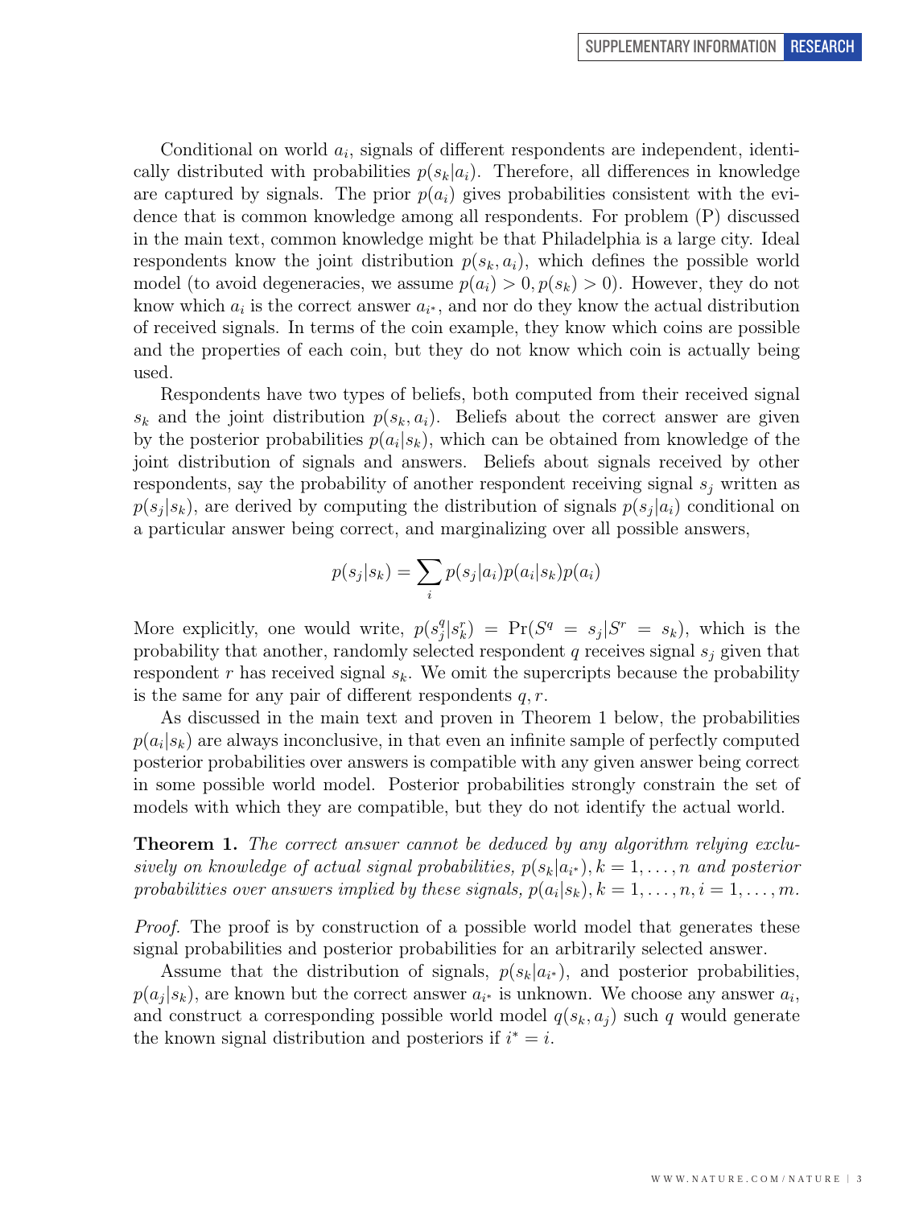Conditional on world $a_i$, signals of different respondents are independent, identically distributed with probabilities $p(s_k|a_i)$. Therefore, all differences in knowledge are captured by signals. The prior $p(a_i)$ gives probabilities consistent with the evidence that is common knowledge among all respondents. For problem (P) discussed in the main text, common knowledge might be that Philadelphia is a large city. Ideal respondents know the joint distribution $p(s_k, a_i)$, which defines the possible world model (to avoid degeneracies, we assume $p(a_i) > 0, p(s_k) > 0$). However, they do not know which $a_i$ is the correct answer $a_{i^*}$, and nor do they know the actual distribution of received signals. In terms of the coin example, they know which coins are possible and the properties of each coin, but they do not know which coin is actually being used.

Respondents have two types of beliefs, both computed from their received signal $s_k$ and the joint distribution $p(s_k, a_i)$. Beliefs about the correct answer are given by the posterior probabilities $p(a_i|s_k)$, which can be obtained from knowledge of the joint distribution of signals and answers. Beliefs about signals received by other respondents, say the probability of another respondent receiving signal $s_j$ written as $p(s_j|s_k)$, are derived by computing the distribution of signals $p(s_j|a_i)$ conditional on a particular answer being correct, and marginalizing over all possible answers,

$$p(s_j|s_k) = \sum_i p(s_j|a_i)p(a_i|s_k)p(a_i)$$

More explicitly, one would write, $p(s_j^q|s_k^r) = \Pr(S^q = s_j|S^r = s_k)$, which is the probability that another, randomly selected respondent $q$ receives signal $s_j$ given that respondent $r$ has received signal $s_k$. We omit the supercripts because the probability is the same for any pair of different respondents $q, r$.

As discussed in the main text and proven in Theorem 1 below, the probabilities $p(a_i|s_k)$ are always inconclusive, in that even an infinite sample of perfectly computed posterior probabilities over answers is compatible with any given answer being correct in some possible world model. Posterior probabilities strongly constrain the set of models with which they are compatible, but they do not identify the actual world.

**Theorem 1.** *The correct answer cannot be deduced by any algorithm relying exclusively on knowledge of actual signal probabilities, $p(s_k|a_{i^*}), k = 1, \ldots, n$ and posterior probabilities over answers implied by these signals, $p(a_i|s_k), k = 1, \ldots, n, i = 1, \ldots, m$.*

*Proof.* The proof is by construction of a possible world model that generates these signal probabilities and posterior probabilities for an arbitrarily selected answer.

Assume that the distribution of signals, $p(s_k|a_{i^*})$, and posterior probabilities, $p(a_j|s_k)$, are known but the correct answer $a_{i^*}$ is unknown. We choose any answer $a_i$, and construct a corresponding possible world model $q(s_k, a_j)$ such $q$ would generate the known signal distribution and posteriors if $i^* = i$.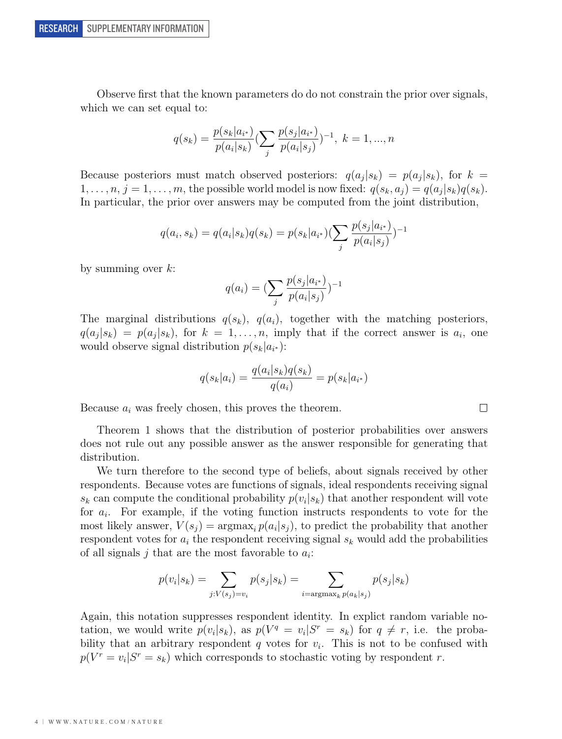Observe first that the known parameters do do not constrain the prior over signals, which we can set equal to:

$$q(s_k) = \frac{p(s_k|a_{i^*})}{p(a_i|s_k)} (\sum_j \frac{p(s_j|a_{i^*})}{p(a_i|s_j)})^{-1}, \ k = 1, ..., n$$

Because posteriors must match observed posteriors: $q(a_j|s_k) = p(a_j|s_k)$, for $k = 1, \ldots, n$, $j = 1, \ldots, m$, the possible world model is now fixed: $q(s_k, a_j) = q(a_j|s_k)q(s_k)$. In particular, the prior over answers may be computed from the joint distribution,

$$q(a_i, s_k) = q(a_i|s_k)q(s_k) = p(s_k|a_{i^*})(\sum_j \frac{p(s_j|a_{i^*})}{p(a_i|s_j)})^{-1}$$

by summing over $k$:

$$q(a_i) = (\sum_j \frac{p(s_j|a_{i^*})}{p(a_i|s_j)})^{-1}$$

The marginal distributions $q(s_k)$, $q(a_i)$, together with the matching posteriors, $q(a_j|s_k) = p(a_j|s_k)$, for $k = 1, \ldots, n$, imply that if the correct answer is $a_i$, one would observe signal distribution $p(s_k|a_{i^*})$:

$$q(s_k|a_i) = \frac{q(a_i|s_k)q(s_k)}{q(a_i)} = p(s_k|a_{i^*})$$

Because $a_i$ was freely chosen, this proves the theorem. □

Theorem 1 shows that the distribution of posterior probabilities over answers does not rule out any possible answer as the answer responsible for generating that distribution.

We turn therefore to the second type of beliefs, about signals received by other respondents. Because votes are functions of signals, ideal respondents receiving signal $s_k$ can compute the conditional probability $p(v_i|s_k)$ that another respondent will vote for $a_i$. For example, if the voting function instructs respondents to vote for the most likely answer, $V(s_j) = \text{argmax}_i \, p(a_i|s_j)$, to predict the probability that another respondent votes for $a_i$ the respondent receiving signal $s_k$ would add the probabilities of all signals $j$ that are the most favorable to $a_i$:

$$p(v_i|s_k) = \sum_{j:V(s_j)=v_i} p(s_j|s_k) = \sum_{i=\text{argmax}_k \, p(a_k|s_j)} p(s_j|s_k)$$

Again, this notation suppresses respondent identity. In explict random variable notation, we would write $p(v_i|s_k)$, as $p(V^q = v_i|S^r = s_k)$ for $q \neq r$, i.e. the probability that an arbitrary respondent $q$ votes for $v_i$. This is not to be confused with $p(V^r = v_i|S^r = s_k)$ which corresponds to stochastic voting by respondent $r$.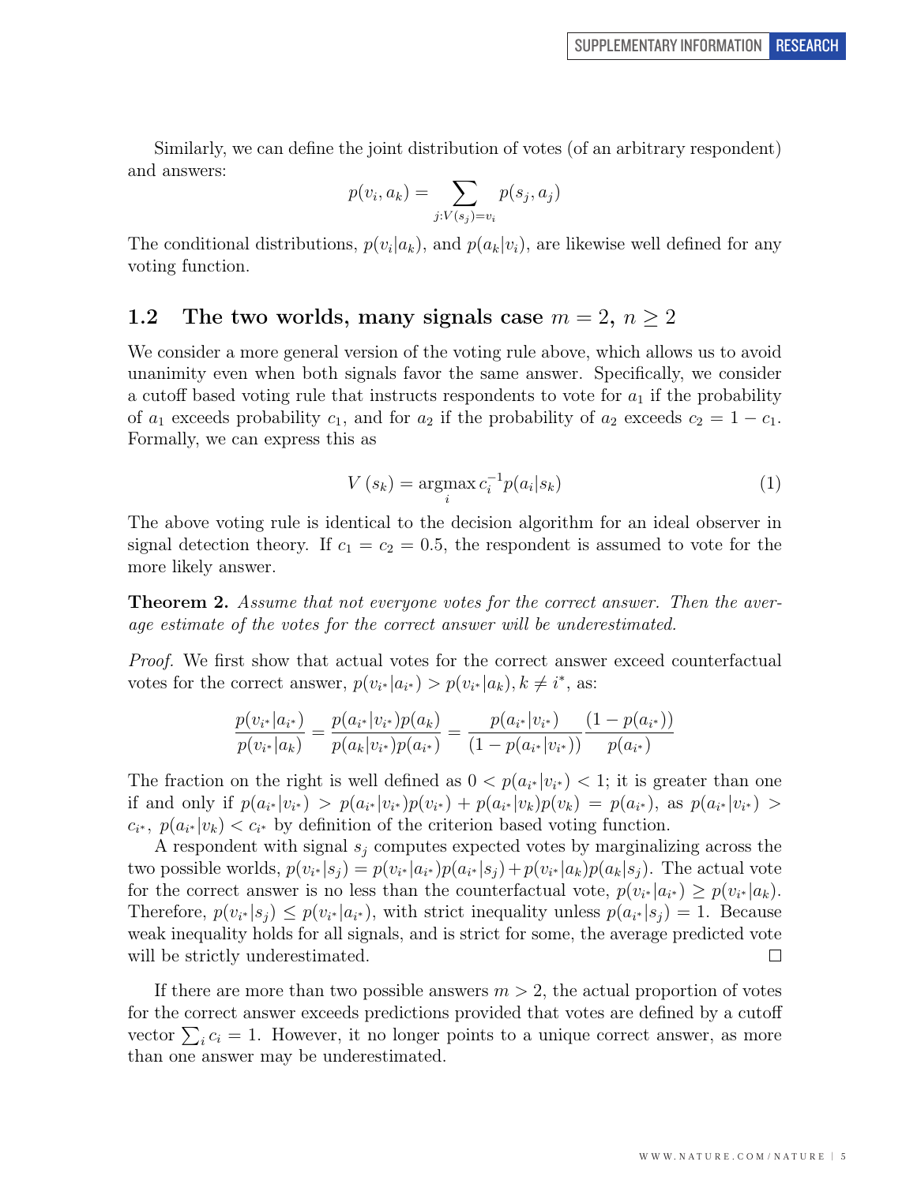Similarly, we can define the joint distribution of votes (of an arbitrary respondent) and answers:

$$p(v_i, a_k) = \sum_{j:V(s_j)=v_i} p(s_j, a_j)$$

The conditional distributions, $p(v_i|a_k)$, and $p(a_k|v_i)$, are likewise well defined for any voting function.

## 1.2 The two worlds, many signals case $m = 2$, $n \geq 2$

We consider a more general version of the voting rule above, which allows us to avoid unanimity even when both signals favor the same answer. Specifically, we consider a cutoff based voting rule that instructs respondents to vote for $a_1$ if the probability of $a_1$ exceeds probability $c_1$, and for $a_2$ if the probability of $a_2$ exceeds $c_2 = 1 - c_1$. Formally, we can express this as

$$V(s_k) = \underset{i}{\operatorname{argmax}}\, c_i^{-1} p(a_i|s_k) \tag{1}$$

The above voting rule is identical to the decision algorithm for an ideal observer in signal detection theory. If $c_1 = c_2 = 0.5$, the respondent is assumed to vote for the more likely answer.

**Theorem 2.** *Assume that not everyone votes for the correct answer. Then the average estimate of the votes for the correct answer will be underestimated.*

*Proof.* We first show that actual votes for the correct answer exceed counterfactual votes for the correct answer, $p(v_{i^*}|a_{i^*}) > p(v_{i^*}|a_k), k \neq i^*$, as:

$$\frac{p(v_{i^*}|a_{i^*})}{p(v_{i^*}|a_k)} = \frac{p(a_{i^*}|v_{i^*})p(a_k)}{p(a_k|v_{i^*})p(a_{i^*})} = \frac{p(a_{i^*}|v_{i^*})}{(1 - p(a_{i^*}|v_{i^*}))} \frac{(1 - p(a_{i^*}))}{p(a_{i^*})}$$

The fraction on the right is well defined as $0 < p(a_{i^*}|v_{i^*}) < 1$; it is greater than one if and only if $p(a_{i^*}|v_{i^*}) > p(a_{i^*}|v_{i^*})p(v_{i^*}) + p(a_{i^*}|v_k)p(v_k) = p(a_{i^*})$, as $p(a_{i^*}|v_{i^*}) > c_{i^*}$, $p(a_{i^*}|v_k) < c_{i^*}$ by definition of the criterion based voting function.

A respondent with signal $s_j$ computes expected votes by marginalizing across the two possible worlds, $p(v_{i^*}|s_j) = p(v_{i^*}|a_{i^*})p(a_{i^*}|s_j) + p(v_{i^*}|a_k)p(a_k|s_j)$. The actual vote for the correct answer is no less than the counterfactual vote, $p(v_{i^*}|a_{i^*}) \geq p(v_{i^*}|a_k)$. Therefore, $p(v_{i^*}|s_j) \leq p(v_{i^*}|a_{i^*})$, with strict inequality unless $p(a_{i^*}|s_j) = 1$. Because weak inequality holds for all signals, and is strict for some, the average predicted vote will be strictly underestimated. □

If there are more than two possible answers $m > 2$, the actual proportion of votes for the correct answer exceeds predictions provided that votes are defined by a cutoff vector $\sum_i c_i = 1$. However, it no longer points to a unique correct answer, as more than one answer may be underestimated.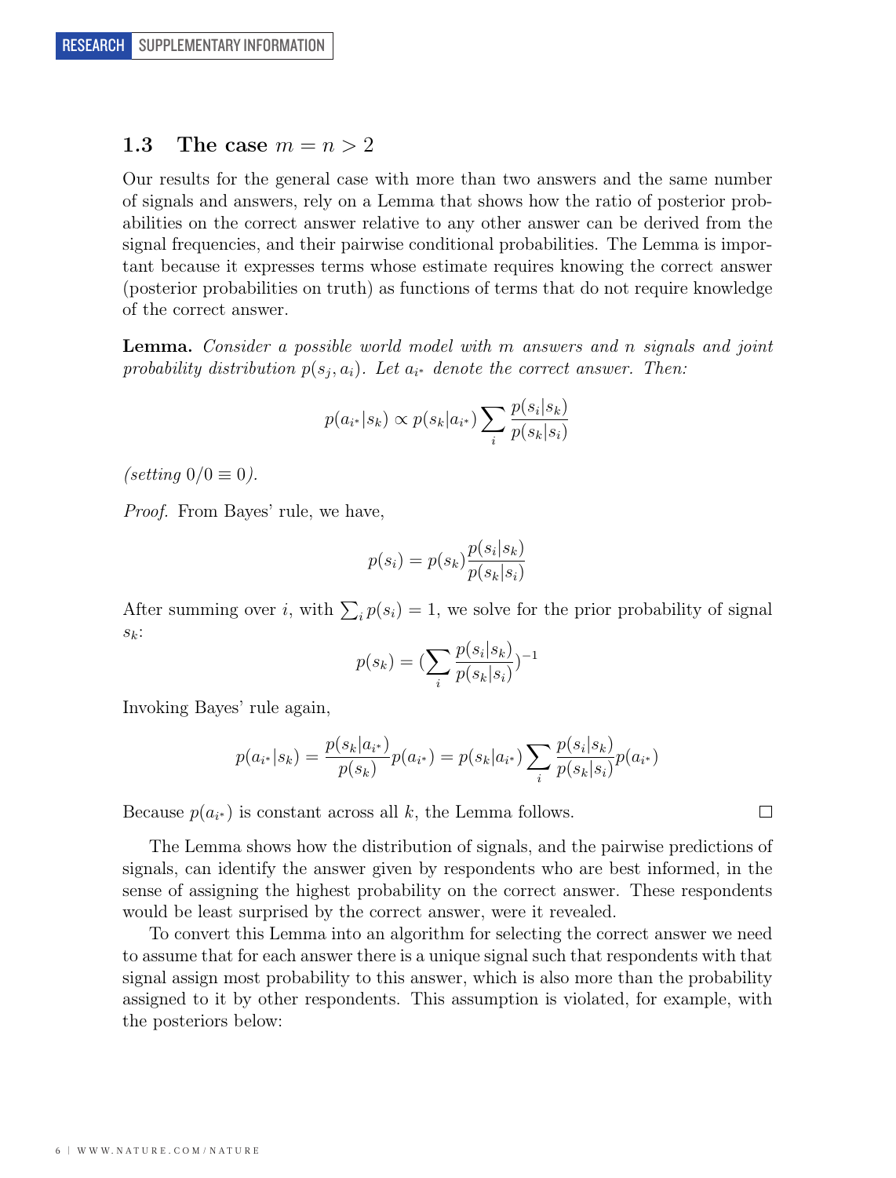### 1.3 The case $m = n > 2$

Our results for the general case with more than two answers and the same number of signals and answers, rely on a Lemma that shows how the ratio of posterior probabilities on the correct answer relative to any other answer can be derived from the signal frequencies, and their pairwise conditional probabilities. The Lemma is important because it expresses terms whose estimate requires knowing the correct answer (posterior probabilities on truth) as functions of terms that do not require knowledge of the correct answer.

**Lemma.** *Consider a possible world model with $m$ answers and $n$ signals and joint probability distribution $p(s_j, a_i)$. Let $a_{i^*}$ denote the correct answer. Then:*

$$p(a_{i^*}|s_k) \propto p(s_k|a_{i^*}) \sum_i \frac{p(s_i|s_k)}{p(s_k|s_i)}$$

*(setting $0/0 \equiv 0$).*

*Proof.* From Bayes' rule, we have,

$$p(s_i) = p(s_k)\frac{p(s_i|s_k)}{p(s_k|s_i)}$$

After summing over $i$, with $\sum_i p(s_i) = 1$, we solve for the prior probability of signal $s_k$:

$$p(s_k) = (\sum_i \frac{p(s_i|s_k)}{p(s_k|s_i)})^{-1}$$

Invoking Bayes' rule again,

$$p(a_{i^*}|s_k) = \frac{p(s_k|a_{i^*})}{p(s_k)}p(a_{i^*}) = p(s_k|a_{i^*})\sum_i \frac{p(s_i|s_k)}{p(s_k|s_i)}p(a_{i^*})$$

Because $p(a_{i^*})$ is constant across all $k$, the Lemma follows. □

The Lemma shows how the distribution of signals, and the pairwise predictions of signals, can identify the answer given by respondents who are best informed, in the sense of assigning the highest probability on the correct answer. These respondents would be least surprised by the correct answer, were it revealed.

To convert this Lemma into an algorithm for selecting the correct answer we need to assume that for each answer there is a unique signal such that respondents with that signal assign most probability to this answer, which is also more than the probability assigned to it by other respondents. This assumption is violated, for example, with the posteriors below: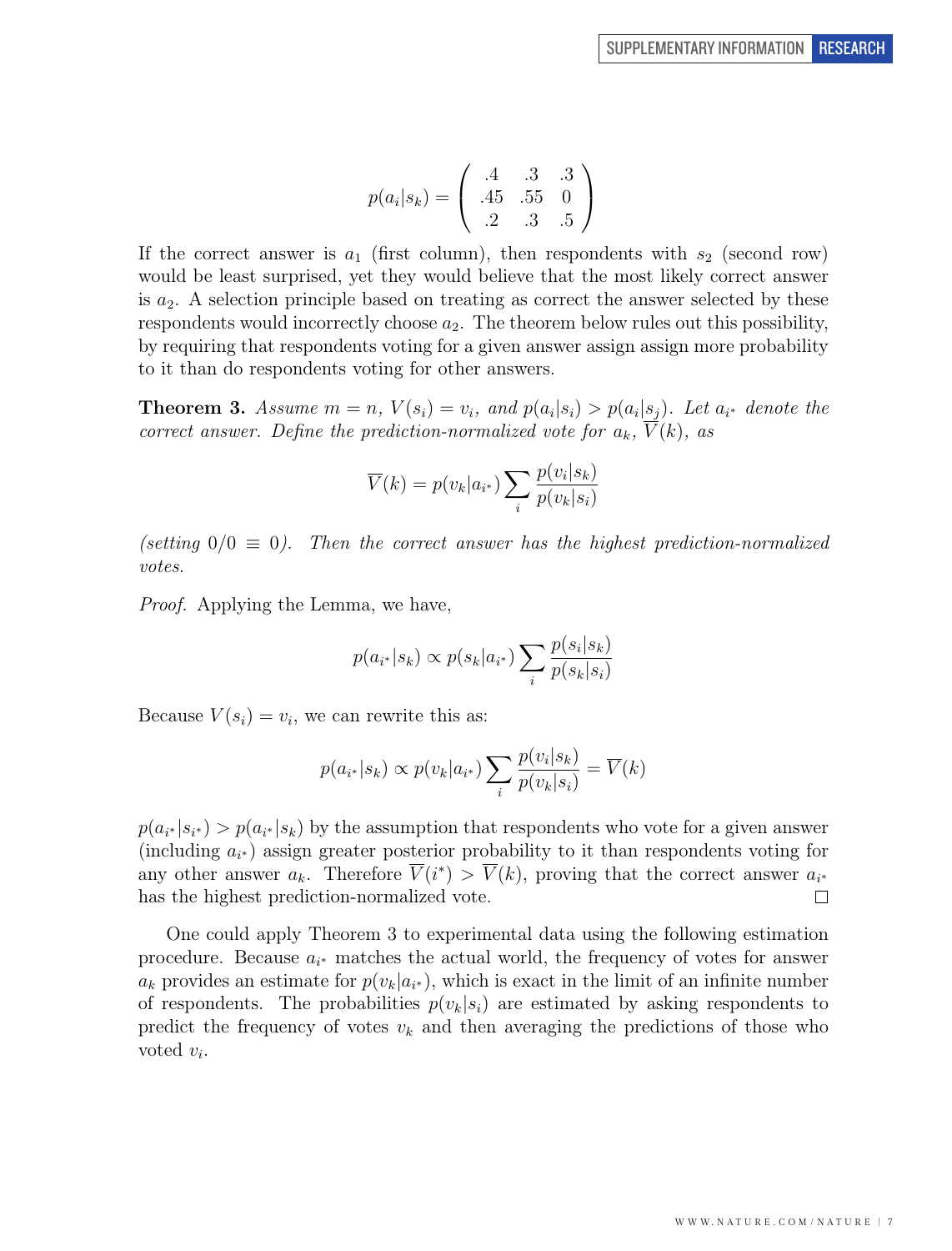$$p(a_i|s_k) = \begin{pmatrix} .4 & .3 & .3 \\ .45 & .55 & 0 \\ .2 & .3 & .5 \end{pmatrix}$$

If the correct answer is $a_1$ (first column), then respondents with $s_2$ (second row) would be least surprised, yet they would believe that the most likely correct answer is $a_2$. A selection principle based on treating as correct the answer selected by these respondents would incorrectly choose $a_2$. The theorem below rules out this possibility, by requiring that respondents voting for a given answer assign assign more probability to it than do respondents voting for other answers.

**Theorem 3.** *Assume $m = n$, $V(s_i) = v_i$, and $p(a_i|s_i) > p(a_i|s_j)$. Let $a_{i^*}$ denote the correct answer. Define the prediction-normalized vote for $a_k$, $\overline{V}(k)$, as*

$$\overline{V}(k) = p(v_k|a_{i^*}) \sum_i \frac{p(v_i|s_k)}{p(v_k|s_i)}$$

*(setting $0/0 \equiv 0$). Then the correct answer has the highest prediction-normalized votes.*

*Proof.* Applying the Lemma, we have,

$$p(a_{i^*}|s_k) \propto p(s_k|a_{i^*}) \sum_i \frac{p(s_i|s_k)}{p(s_k|s_i)}$$

Because $V(s_i) = v_i$, we can rewrite this as:

$$p(a_{i^*}|s_k) \propto p(v_k|a_{i^*}) \sum_i \frac{p(v_i|s_k)}{p(v_k|s_i)} = \overline{V}(k)$$

$p(a_{i^*}|s_{i^*}) > p(a_{i^*}|s_k)$ by the assumption that respondents who vote for a given answer (including $a_{i^*}$) assign greater posterior probability to it than respondents voting for any other answer $a_k$. Therefore $\overline{V}(i^*) > \overline{V}(k)$, proving that the correct answer $a_{i^*}$ has the highest prediction-normalized vote. □

One could apply Theorem 3 to experimental data using the following estimation procedure. Because $a_{i^*}$ matches the actual world, the frequency of votes for answer $a_k$ provides an estimate for $p(v_k|a_{i^*})$, which is exact in the limit of an infinite number of respondents. The probabilities $p(v_k|s_i)$ are estimated by asking respondents to predict the frequency of votes $v_k$ and then averaging the predictions of those who voted $v_i$.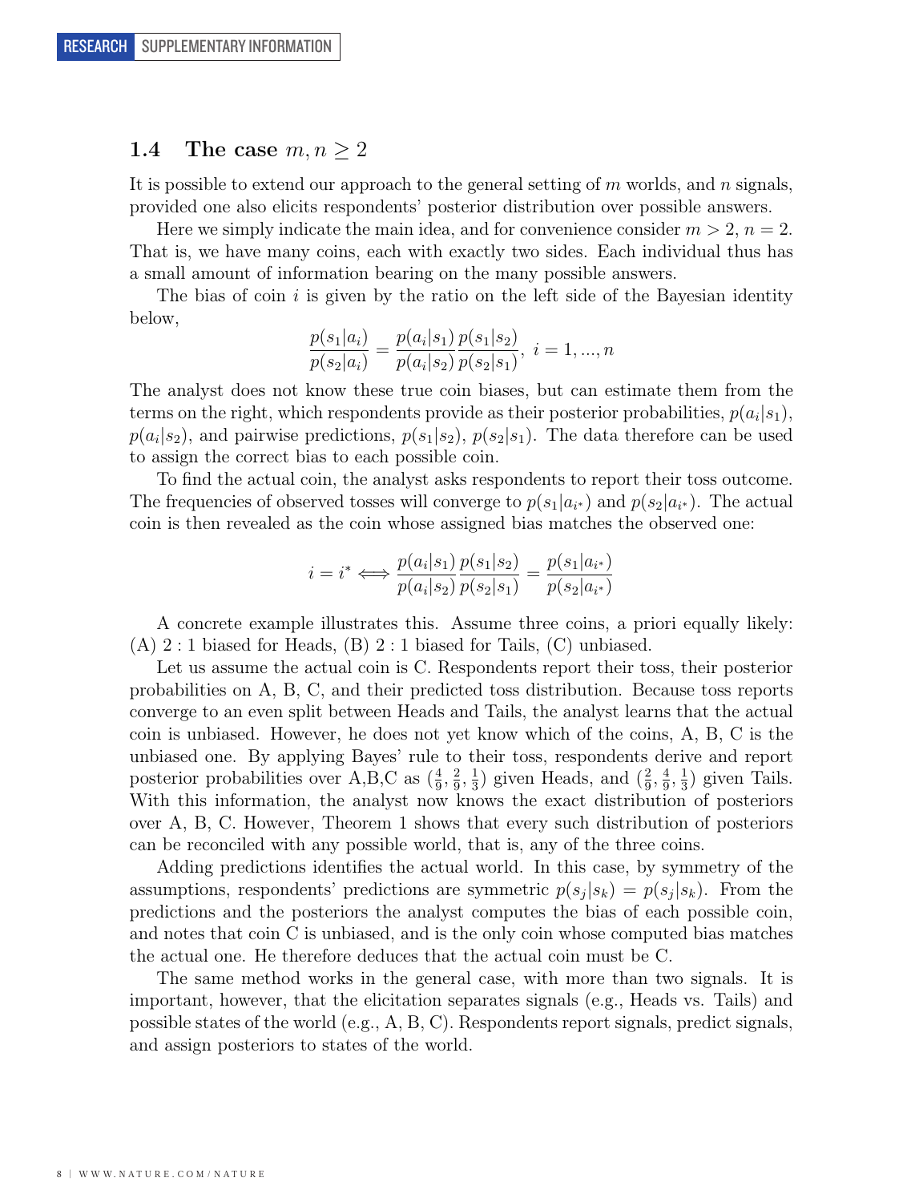### 1.4 The case $m, n \geq 2$

It is possible to extend our approach to the general setting of $m$ worlds, and $n$ signals, provided one also elicits respondents' posterior distribution over possible answers.

Here we simply indicate the main idea, and for convenience consider $m > 2$, $n = 2$. That is, we have many coins, each with exactly two sides. Each individual thus has a small amount of information bearing on the many possible answers.

The bias of coin $i$ is given by the ratio on the left side of the Bayesian identity below,

$$\frac{p(s_1|a_i)}{p(s_2|a_i)} = \frac{p(a_i|s_1)}{p(a_i|s_2)} \frac{p(s_1|s_2)}{p(s_2|s_1)},\ i = 1, ..., n$$

The analyst does not know these true coin biases, but can estimate them from the terms on the right, which respondents provide as their posterior probabilities, $p(a_i|s_1)$, $p(a_i|s_2)$, and pairwise predictions, $p(s_1|s_2)$, $p(s_2|s_1)$. The data therefore can be used to assign the correct bias to each possible coin.

To find the actual coin, the analyst asks respondents to report their toss outcome. The frequencies of observed tosses will converge to $p(s_1|a_{i^*})$ and $p(s_2|a_{i^*})$. The actual coin is then revealed as the coin whose assigned bias matches the observed one:

$$i = i^* \Longleftrightarrow \frac{p(a_i|s_1)}{p(a_i|s_2)} \frac{p(s_1|s_2)}{p(s_2|s_1)} = \frac{p(s_1|a_{i^*})}{p(s_2|a_{i^*})}$$

A concrete example illustrates this. Assume three coins, a priori equally likely: (A) 2 : 1 biased for Heads, (B) 2 : 1 biased for Tails, (C) unbiased.

Let us assume the actual coin is C. Respondents report their toss, their posterior probabilities on A, B, C, and their predicted toss distribution. Because toss reports converge to an even split between Heads and Tails, the analyst learns that the actual coin is unbiased. However, he does not yet know which of the coins, A, B, C is the unbiased one. By applying Bayes' rule to their toss, respondents derive and report posterior probabilities over A,B,C as $(\frac{4}{9}, \frac{2}{9}, \frac{1}{3})$ given Heads, and $(\frac{2}{9}, \frac{4}{9}, \frac{1}{3})$ given Tails. With this information, the analyst now knows the exact distribution of posteriors over A, B, C. However, Theorem 1 shows that every such distribution of posteriors can be reconciled with any possible world, that is, any of the three coins.

Adding predictions identifies the actual world. In this case, by symmetry of the assumptions, respondents' predictions are symmetric $p(s_j|s_k) = p(s_j|s_k)$. From the predictions and the posteriors the analyst computes the bias of each possible coin, and notes that coin C is unbiased, and is the only coin whose computed bias matches the actual one. He therefore deduces that the actual coin must be C.

The same method works in the general case, with more than two signals. It is important, however, that the elicitation separates signals (e.g., Heads vs. Tails) and possible states of the world (e.g., A, B, C). Respondents report signals, predict signals, and assign posteriors to states of the world.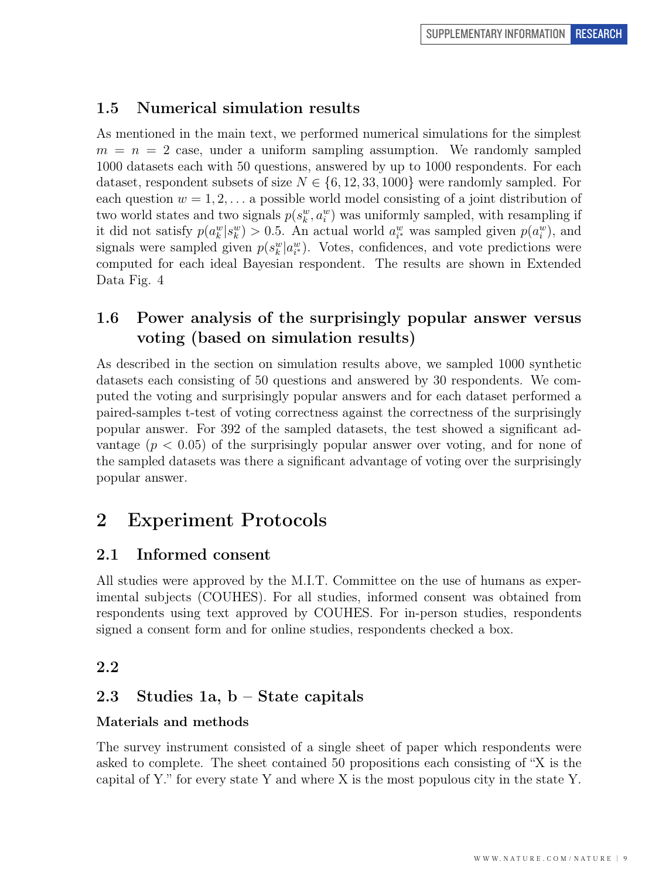## 1.5 Numerical simulation results

As mentioned in the main text, we performed numerical simulations for the simplest $m = n = 2$ case, under a uniform sampling assumption. We randomly sampled 1000 datasets each with 50 questions, answered by up to 1000 respondents. For each dataset, respondent subsets of size $N \in \{6, 12, 33, 1000\}$ were randomly sampled. For each question $w = 1, 2, \ldots$ a possible world model consisting of a joint distribution of two world states and two signals $p(s_k^w, a_i^w)$ was uniformly sampled, with resampling if it did not satisfy $p(a_k^w|s_k^w) > 0.5$. An actual world $a_{i^*}^w$ was sampled given $p(a_i^w)$, and signals were sampled given $p(s_k^w|a_{i^*}^w)$. Votes, confidences, and vote predictions were computed for each ideal Bayesian respondent. The results are shown in Extended Data Fig. 4

## 1.6 Power analysis of the surprisingly popular answer versus voting (based on simulation results)

As described in the section on simulation results above, we sampled 1000 synthetic datasets each consisting of 50 questions and answered by 30 respondents. We computed the voting and surprisingly popular answers and for each dataset performed a paired-samples t-test of voting correctness against the correctness of the surprisingly popular answer. For 392 of the sampled datasets, the test showed a significant advantage ($p < 0.05$) of the surprisingly popular answer over voting, and for none of the sampled datasets was there a significant advantage of voting over the surprisingly popular answer.

# 2 Experiment Protocols

## 2.1 Informed consent

All studies were approved by the M.I.T. Committee on the use of humans as experimental subjects (COUHES). For all studies, informed consent was obtained from respondents using text approved by COUHES. For in-person studies, respondents signed a consent form and for online studies, respondents checked a box.

## 2.2

## 2.3 Studies 1a, b – State capitals

### Materials and methods

The survey instrument consisted of a single sheet of paper which respondents were asked to complete. The sheet contained 50 propositions each consisting of "X is the capital of Y." for every state Y and where X is the most populous city in the state Y.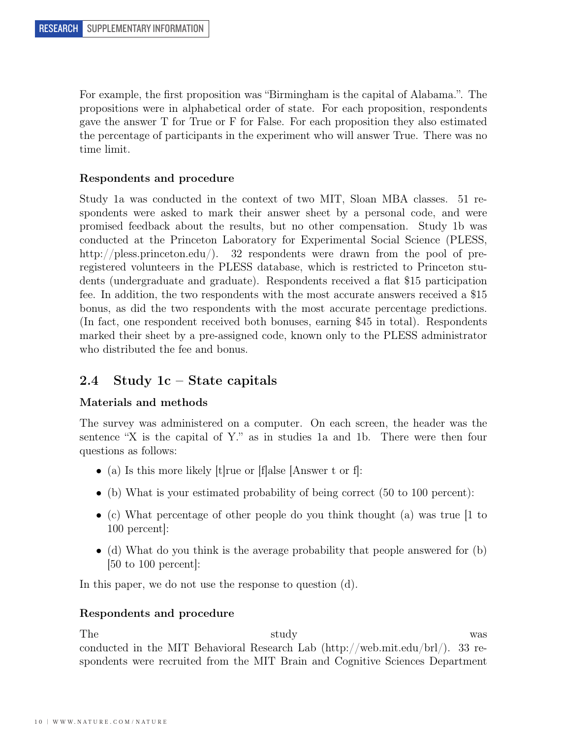For example, the first proposition was "Birmingham is the capital of Alabama.". The propositions were in alphabetical order of state. For each proposition, respondents gave the answer T for True or F for False. For each proposition they also estimated the percentage of participants in the experiment who will answer True. There was no time limit.

**Respondents and procedure**

Study 1a was conducted in the context of two MIT, Sloan MBA classes. 51 respondents were asked to mark their answer sheet by a personal code, and were promised feedback about the results, but no other compensation. Study 1b was conducted at the Princeton Laboratory for Experimental Social Science (PLESS, http://pless.princeton.edu/). 32 respondents were drawn from the pool of pre-registered volunteers in the PLESS database, which is restricted to Princeton students (undergraduate and graduate). Respondents received a flat $15 participation fee. In addition, the two respondents with the most accurate answers received a $15 bonus, as did the two respondents with the most accurate percentage predictions. (In fact, one respondent received both bonuses, earning $45 in total). Respondents marked their sheet by a pre-assigned code, known only to the PLESS administrator who distributed the fee and bonus.

## 2.4 Study 1c – State capitals

**Materials and methods**

The survey was administered on a computer. On each screen, the header was the sentence "X is the capital of Y." as in studies 1a and 1b. There were then four questions as follows:

- (a) Is this more likely [t]rue or [f]alse [Answer t or f]:
- (b) What is your estimated probability of being correct (50 to 100 percent):
- (c) What percentage of other people do you think thought (a) was true [1 to 100 percent]:
- (d) What do you think is the average probability that people answered for (b) [50 to 100 percent]:

In this paper, we do not use the response to question (d).

**Respondents and procedure**

The study was conducted in the MIT Behavioral Research Lab (http://web.mit.edu/brl/). 33 respondents were recruited from the MIT Brain and Cognitive Sciences Department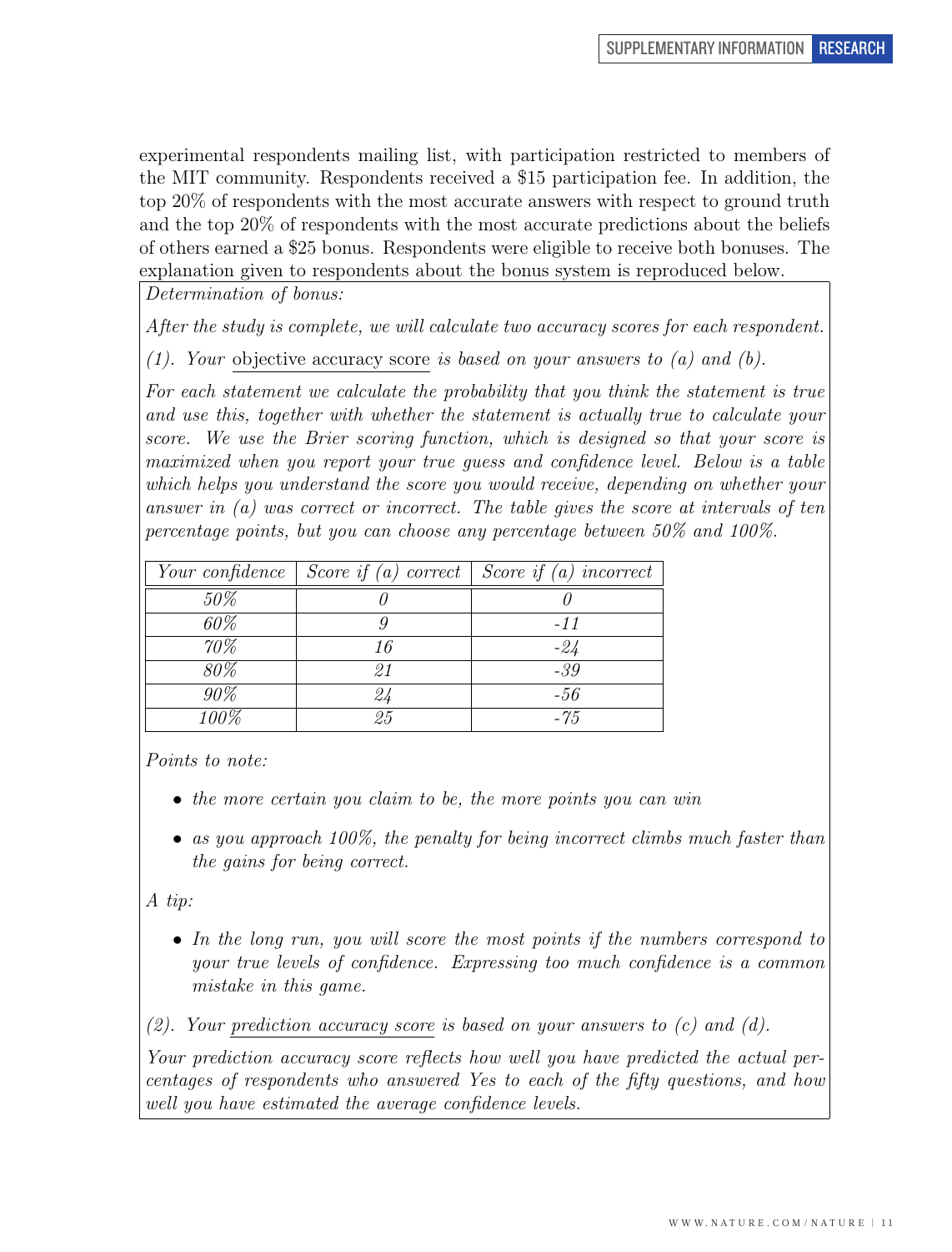experimental respondents mailing list, with participation restricted to members of the MIT community. Respondents received a $15 participation fee. In addition, the top 20% of respondents with the most accurate answers with respect to ground truth and the top 20% of respondents with the most accurate predictions about the beliefs of others earned a $25 bonus. Respondents were eligible to receive both bonuses. The explanation given to respondents about the bonus system is reproduced below.

*Determination of bonus:*

*After the study is complete, we will calculate two accuracy scores for each respondent.*

*(1). Your* objective accuracy score *is based on your answers to (a) and (b).*

*For each statement we calculate the probability that you think the statement is true and use this, together with whether the statement is actually true to calculate your score. We use the Brier scoring function, which is designed so that your score is maximized when you report your true guess and confidence level. Below is a table which helps you understand the score you would receive, depending on whether your answer in (a) was correct or incorrect. The table gives the score at intervals of ten percentage points, but you can choose any percentage between 50% and 100%.*

| *Your confidence* | *Score if (a) correct* | *Score if (a) incorrect* |
|---|---|---|
| *50%* | *0* | *0* |
| *60%* | *9* | *-11* |
| *70%* | *16* | *-24* |
| *80%* | *21* | *-39* |
| *90%* | *24* | *-56* |
| *100%* | *25* | *-75* |

*Points to note:*

- *the more certain you claim to be, the more points you can win*
- *as you approach 100%, the penalty for being incorrect climbs much faster than the gains for being correct.*

*A tip:*

- *In the long run, you will score the most points if the numbers correspond to your true levels of confidence. Expressing too much confidence is a common mistake in this game.*

*(2). Your* prediction accuracy score *is based on your answers to (c) and (d).*

*Your prediction accuracy score reflects how well you have predicted the actual percentages of respondents who answered Yes to each of the fifty questions, and how well you have estimated the average confidence levels.*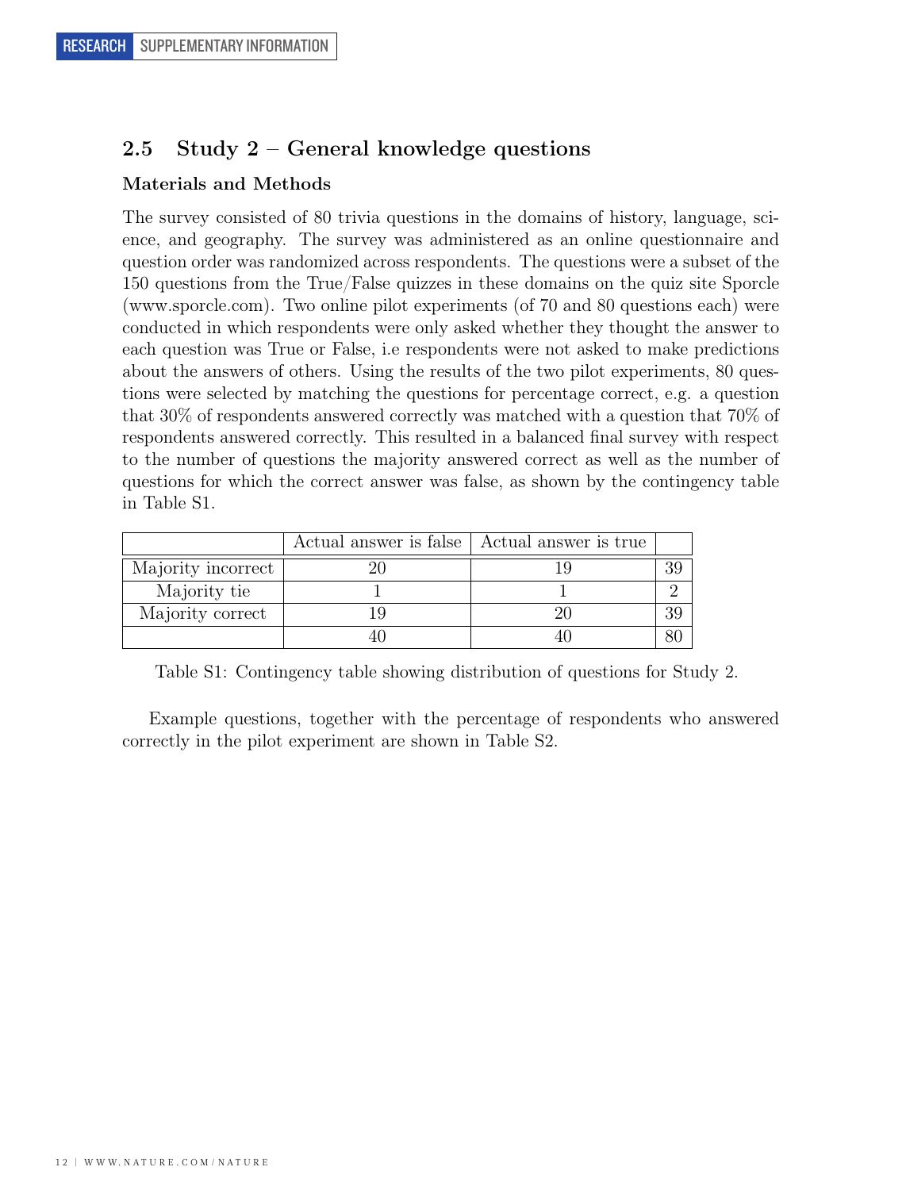## 2.5 Study 2 – General knowledge questions

### Materials and Methods

The survey consisted of 80 trivia questions in the domains of history, language, science, and geography. The survey was administered as an online questionnaire and question order was randomized across respondents. The questions were a subset of the 150 questions from the True/False quizzes in these domains on the quiz site Sporcle (www.sporcle.com). Two online pilot experiments (of 70 and 80 questions each) were conducted in which respondents were only asked whether they thought the answer to each question was True or False, i.e respondents were not asked to make predictions about the answers of others. Using the results of the two pilot experiments, 80 questions were selected by matching the questions for percentage correct, e.g. a question that 30% of respondents answered correctly was matched with a question that 70% of respondents answered correctly. This resulted in a balanced final survey with respect to the number of questions the majority answered correct as well as the number of questions for which the correct answer was false, as shown by the contingency table in Table S1.

| | Actual answer is false | Actual answer is true | |
|---|---|---|---|
| Majority incorrect | 20 | 19 | 39 |
| Majority tie | 1 | 1 | 2 |
| Majority correct | 19 | 20 | 39 |
| | 40 | 40 | 80 |

Table S1: Contingency table showing distribution of questions for Study 2.

Example questions, together with the percentage of respondents who answered correctly in the pilot experiment are shown in Table S2.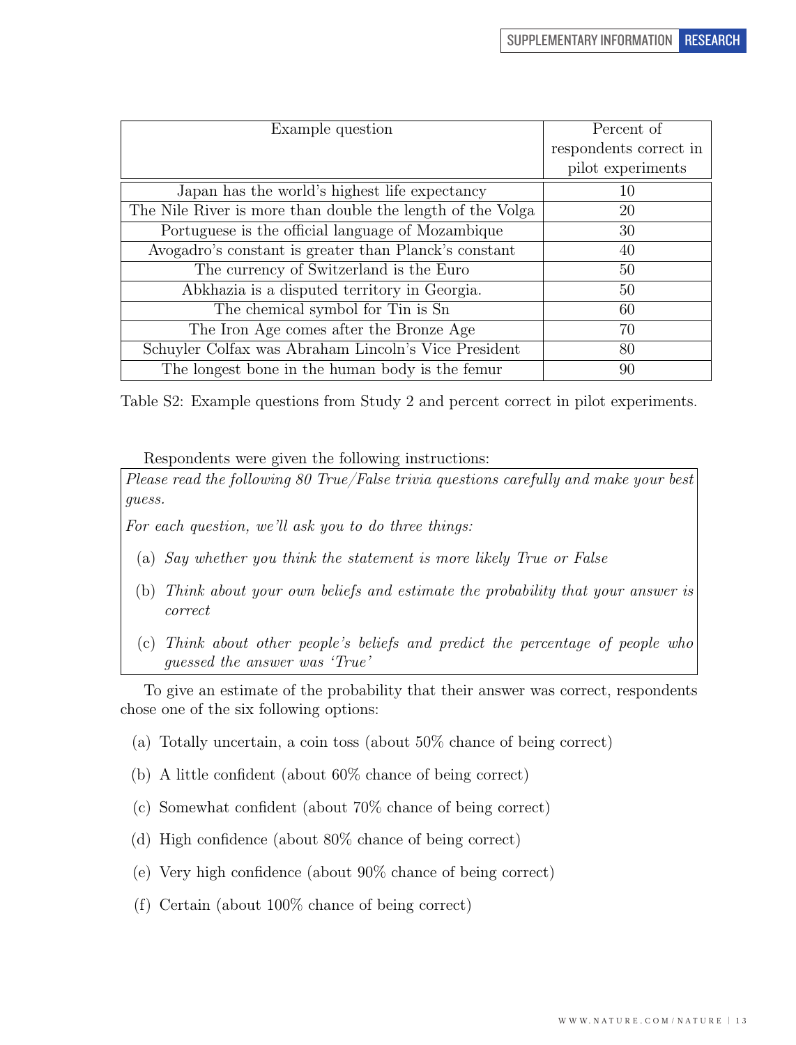| Example question | Percent of respondents correct in pilot experiments |
|---|---|
| Japan has the world's highest life expectancy | 10 |
| The Nile River is more than double the length of the Volga | 20 |
| Portuguese is the official language of Mozambique | 30 |
| Avogadro's constant is greater than Planck's constant | 40 |
| The currency of Switzerland is the Euro | 50 |
| Abkhazia is a disputed territory in Georgia. | 50 |
| The chemical symbol for Tin is Sn | 60 |
| The Iron Age comes after the Bronze Age | 70 |
| Schuyler Colfax was Abraham Lincoln's Vice President | 80 |
| The longest bone in the human body is the femur | 90 |

Table S2: Example questions from Study 2 and percent correct in pilot experiments.

Respondents were given the following instructions:

> *Please read the following 80 True/False trivia questions carefully and make your best guess.*
>
> *For each question, we'll ask you to do three things:*
>
> (a) *Say whether you think the statement is more likely True or False*
>
> (b) *Think about your own beliefs and estimate the probability that your answer is correct*
>
> (c) *Think about other people's beliefs and predict the percentage of people who guessed the answer was 'True'*

To give an estimate of the probability that their answer was correct, respondents chose one of the six following options:

(a) Totally uncertain, a coin toss (about 50% chance of being correct)

(b) A little confident (about 60% chance of being correct)

(c) Somewhat confident (about 70% chance of being correct)

(d) High confidence (about 80% chance of being correct)

(e) Very high confidence (about 90% chance of being correct)

(f) Certain (about 100% chance of being correct)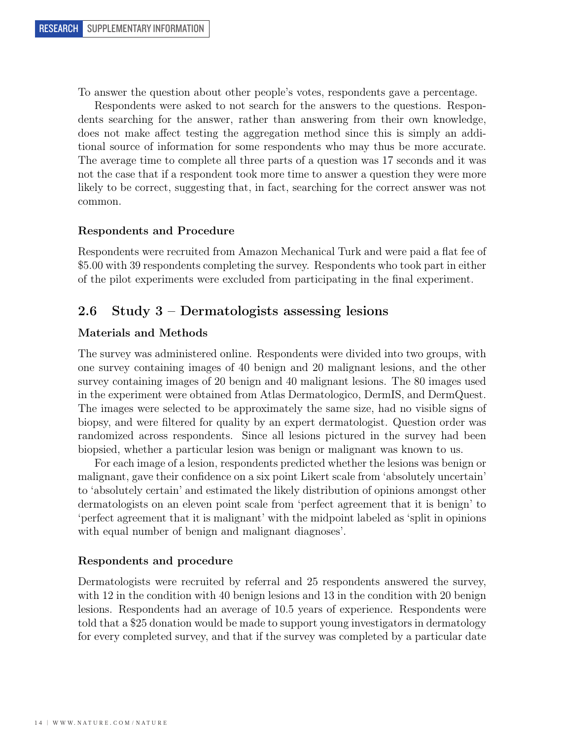To answer the question about other people's votes, respondents gave a percentage.

Respondents were asked to not search for the answers to the questions. Respondents searching for the answer, rather than answering from their own knowledge, does not make affect testing the aggregation method since this is simply an additional source of information for some respondents who may thus be more accurate. The average time to complete all three parts of a question was 17 seconds and it was not the case that if a respondent took more time to answer a question they were more likely to be correct, suggesting that, in fact, searching for the correct answer was not common.

**Respondents and Procedure**

Respondents were recruited from Amazon Mechanical Turk and were paid a flat fee of \$5.00 with 39 respondents completing the survey. Respondents who took part in either of the pilot experiments were excluded from participating in the final experiment.

## 2.6 Study 3 – Dermatologists assessing lesions

**Materials and Methods**

The survey was administered online. Respondents were divided into two groups, with one survey containing images of 40 benign and 20 malignant lesions, and the other survey containing images of 20 benign and 40 malignant lesions. The 80 images used in the experiment were obtained from Atlas Dermatologico, DermIS, and DermQuest. The images were selected to be approximately the same size, had no visible signs of biopsy, and were filtered for quality by an expert dermatologist. Question order was randomized across respondents. Since all lesions pictured in the survey had been biopsied, whether a particular lesion was benign or malignant was known to us.

For each image of a lesion, respondents predicted whether the lesions was benign or malignant, gave their confidence on a six point Likert scale from 'absolutely uncertain' to 'absolutely certain' and estimated the likely distribution of opinions amongst other dermatologists on an eleven point scale from 'perfect agreement that it is benign' to 'perfect agreement that it is malignant' with the midpoint labeled as 'split in opinions with equal number of benign and malignant diagnoses'.

**Respondents and procedure**

Dermatologists were recruited by referral and 25 respondents answered the survey, with 12 in the condition with 40 benign lesions and 13 in the condition with 20 benign lesions. Respondents had an average of 10.5 years of experience. Respondents were told that a \$25 donation would be made to support young investigators in dermatology for every completed survey, and that if the survey was completed by a particular date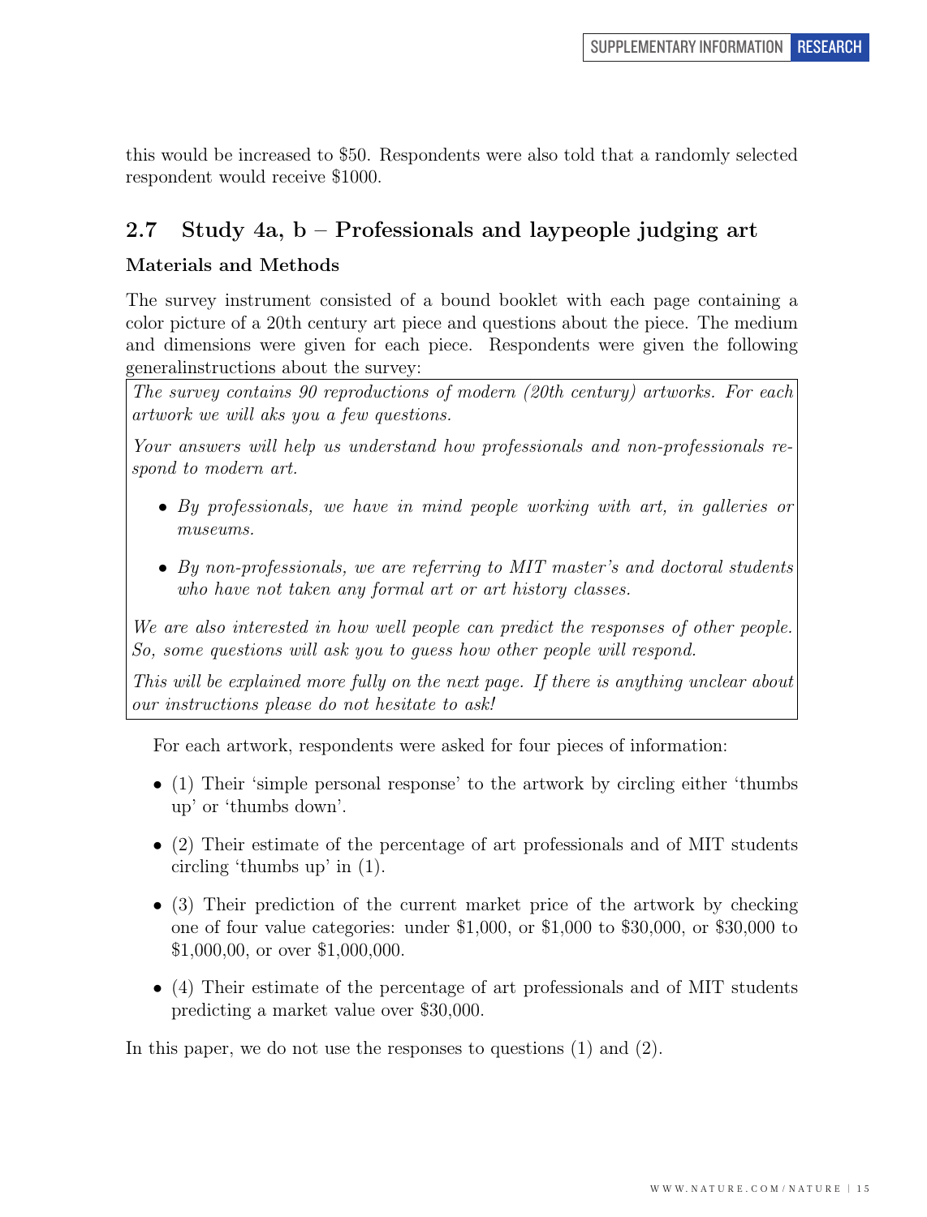this would be increased to $50. Respondents were also told that a randomly selected respondent would receive $1000.

## 2.7 Study 4a, b – Professionals and laypeople judging art

### Materials and Methods

The survey instrument consisted of a bound booklet with each page containing a color picture of a 20th century art piece and questions about the piece. The medium and dimensions were given for each piece. Respondents were given the following generalinstructions about the survey:

> *The survey contains 90 reproductions of modern (20th century) artworks. For each artwork we will aks you a few questions.*
>
> *Your answers will help us understand how professionals and non-professionals respond to modern art.*
>
> - *By professionals, we have in mind people working with art, in galleries or museums.*
> - *By non-professionals, we are referring to MIT master's and doctoral students who have not taken any formal art or art history classes.*
>
> *We are also interested in how well people can predict the responses of other people. So, some questions will ask you to guess how other people will respond.*
>
> *This will be explained more fully on the next page. If there is anything unclear about our instructions please do not hesitate to ask!*

For each artwork, respondents were asked for four pieces of information:

- (1) Their 'simple personal response' to the artwork by circling either 'thumbs up' or 'thumbs down'.
- (2) Their estimate of the percentage of art professionals and of MIT students circling 'thumbs up' in (1).
- (3) Their prediction of the current market price of the artwork by checking one of four value categories: under $1,000, or $1,000 to $30,000, or $30,000 to $1,000,00, or over $1,000,000.
- (4) Their estimate of the percentage of art professionals and of MIT students predicting a market value over $30,000.

In this paper, we do not use the responses to questions (1) and (2).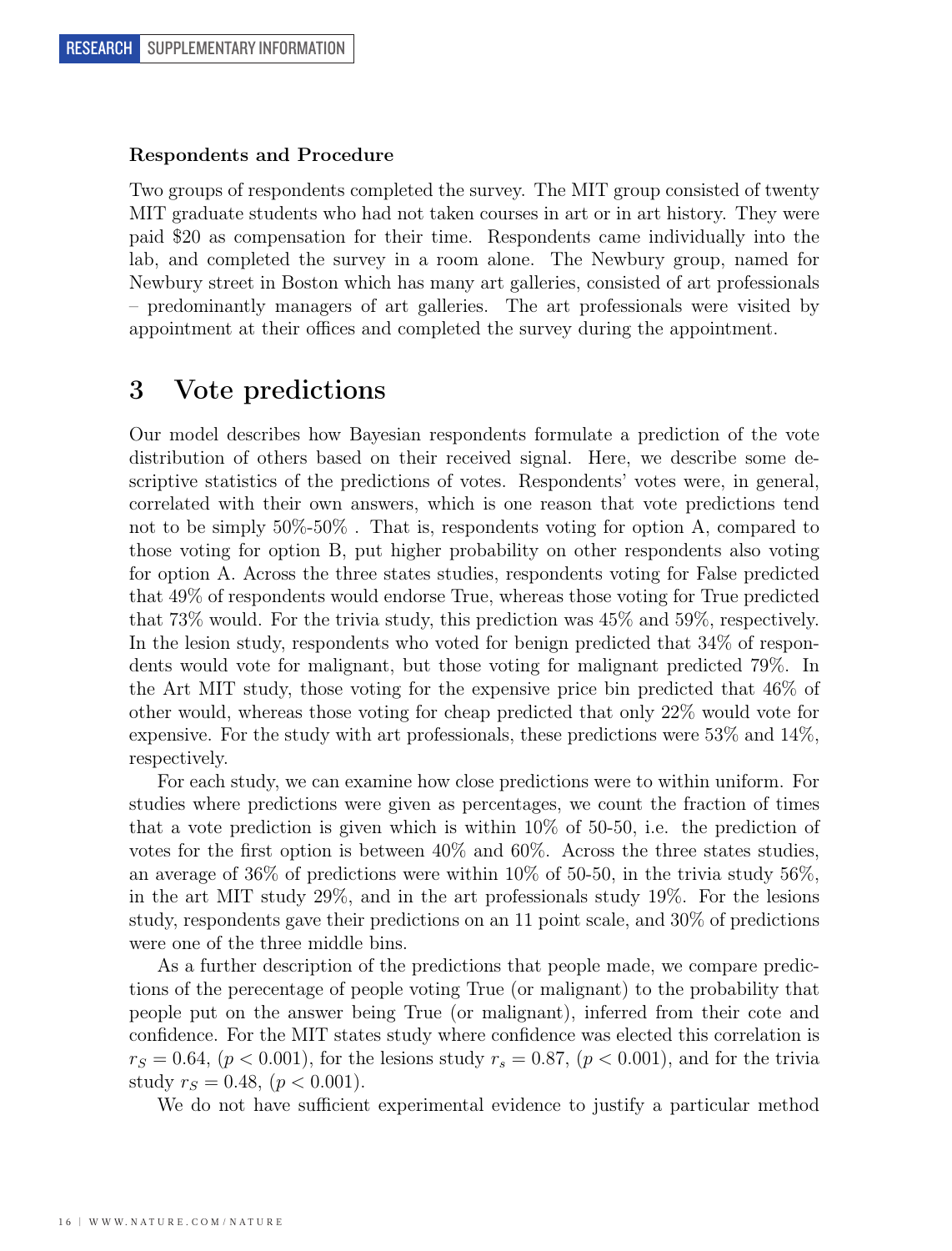**Respondents and Procedure**

Two groups of respondents completed the survey. The MIT group consisted of twenty MIT graduate students who had not taken courses in art or in art history. They were paid $20 as compensation for their time. Respondents came individually into the lab, and completed the survey in a room alone. The Newbury group, named for Newbury street in Boston which has many art galleries, consisted of art professionals – predominantly managers of art galleries. The art professionals were visited by appointment at their offices and completed the survey during the appointment.

# 3 Vote predictions

Our model describes how Bayesian respondents formulate a prediction of the vote distribution of others based on their received signal. Here, we describe some descriptive statistics of the predictions of votes. Respondents' votes were, in general, correlated with their own answers, which is one reason that vote predictions tend not to be simply 50%-50% . That is, respondents voting for option A, compared to those voting for option B, put higher probability on other respondents also voting for option A. Across the three states studies, respondents voting for False predicted that 49% of respondents would endorse True, whereas those voting for True predicted that 73% would. For the trivia study, this prediction was 45% and 59%, respectively. In the lesion study, respondents who voted for benign predicted that 34% of respondents would vote for malignant, but those voting for malignant predicted 79%. In the Art MIT study, those voting for the expensive price bin predicted that 46% of other would, whereas those voting for cheap predicted that only 22% would vote for expensive. For the study with art professionals, these predictions were 53% and 14%, respectively.

For each study, we can examine how close predictions were to within uniform. For studies where predictions were given as percentages, we count the fraction of times that a vote prediction is given which is within 10% of 50-50, i.e. the prediction of votes for the first option is between 40% and 60%. Across the three states studies, an average of 36% of predictions were within 10% of 50-50, in the trivia study 56%, in the art MIT study 29%, and in the art professionals study 19%. For the lesions study, respondents gave their predictions on an 11 point scale, and 30% of predictions were one of the three middle bins.

As a further description of the predictions that people made, we compare predictions of the perecentage of people voting True (or malignant) to the probability that people put on the answer being True (or malignant), inferred from their cote and confidence. For the MIT states study where confidence was elected this correlation is $r_S = 0.64$, ($p < 0.001$), for the lesions study $r_s = 0.87$, ($p < 0.001$), and for the trivia study $r_S = 0.48$, ($p < 0.001$).

We do not have sufficient experimental evidence to justify a particular method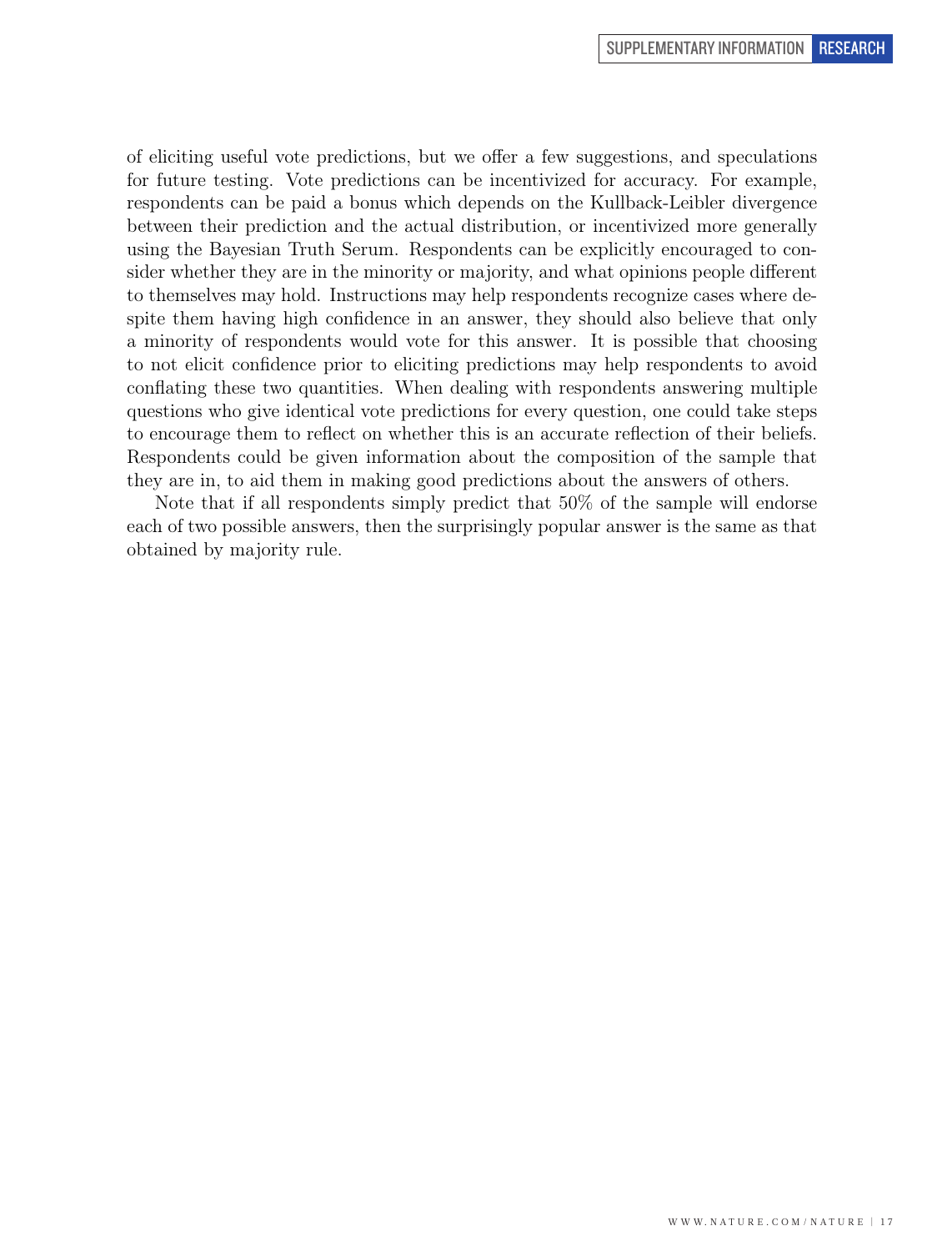of eliciting useful vote predictions, but we offer a few suggestions, and speculations for future testing. Vote predictions can be incentivized for accuracy. For example, respondents can be paid a bonus which depends on the Kullback-Leibler divergence between their prediction and the actual distribution, or incentivized more generally using the Bayesian Truth Serum. Respondents can be explicitly encouraged to consider whether they are in the minority or majority, and what opinions people different to themselves may hold. Instructions may help respondents recognize cases where despite them having high confidence in an answer, they should also believe that only a minority of respondents would vote for this answer. It is possible that choosing to not elicit confidence prior to eliciting predictions may help respondents to avoid conflating these two quantities. When dealing with respondents answering multiple questions who give identical vote predictions for every question, one could take steps to encourage them to reflect on whether this is an accurate reflection of their beliefs. Respondents could be given information about the composition of the sample that they are in, to aid them in making good predictions about the answers of others.

Note that if all respondents simply predict that 50% of the sample will endorse each of two possible answers, then the surprisingly popular answer is the same as that obtained by majority rule.